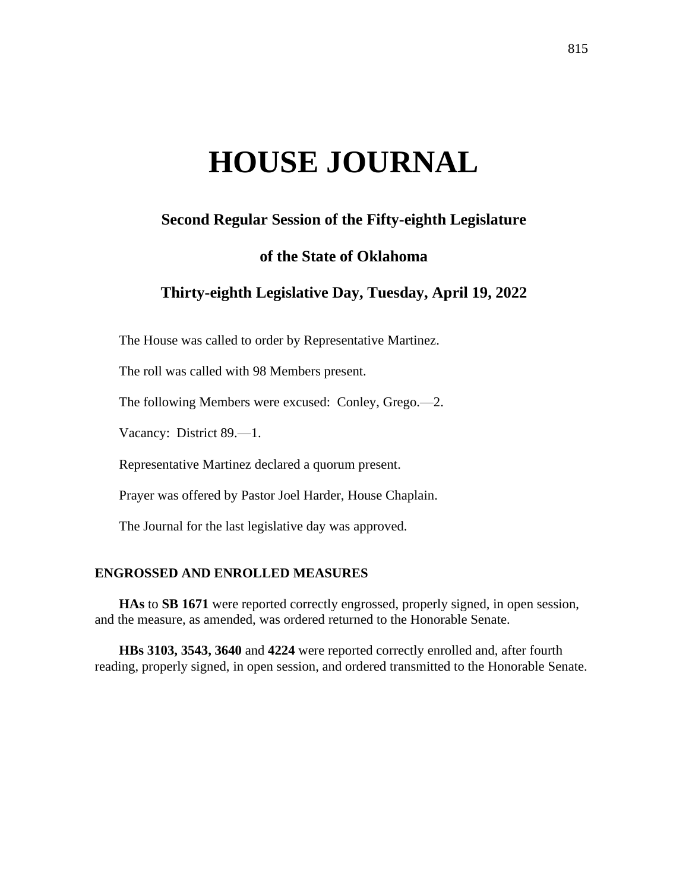# HOUSE JOURNAL

## Second Regular Session of the Fifty-eighth Legislature

## of the State of Oklahoma

## Thirty-eighth Legislative Day, Tuesday, April 19, 2022

The House was called to order by Representative Martinez.

The roll was called with 98 Members present.

The following Members were excused: Conley, Grego.—2.

Vacancy: District 89.—1.

Representative Martinez declared a quorum present.

Prayer was offered by Pastor Joel Harder, House Chaplain.

The Journal for the last legislative day was approved.

### ENGROSSED AND ENROLLED MEASURES

**HAs** to **SB 1671** were reported correctly engrossed, properly signed, in open session, and the measure, as amended, was ordered returned to the Honorable Senate.

**HBs 3103, 3543, 3640** and **4224** were reported correctly enrolled and, after fourth reading, properly signed, in open session, and ordered transmitted to the Honorable Senate.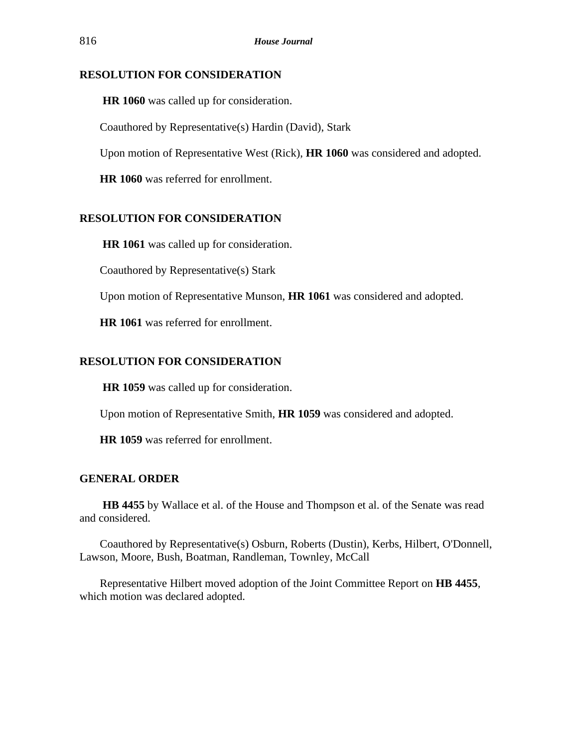## RESOLUTION FOR CONSIDERATION

**HR 1060** was called up for consideration.

Coauthored by Representative(s) Hardin (David), Stark

Upon motion of Representative West (Rick), **HR 1060** was considered and adopted.

**HR 1060** was referred for enrollment.

## RESOLUTION FOR CONSIDERATION

**HR 1061** was called up for consideration.

Coauthored by Representative(s) Stark

Upon motion of Representative Munson, **HR 1061** was considered and adopted.

**HR 1061** was referred for enrollment.

## RESOLUTION FOR CONSIDERATION

**HR 1059** was called up for consideration.

Upon motion of Representative Smith, **HR 1059** was considered and adopted.

**HR 1059** was referred for enrollment.

## GENERAL ORDER

**HB 4455** by Wallace et al. of the House and Thompson et al. of the Senate was read and considered.

Coauthored by Representative(s) Osburn, Roberts (Dustin), Kerbs, Hilbert, O'Donnell, Lawson, Moore, Bush, Boatman, Randleman, Townley, McCall

Representative Hilbert moved adoption of the Joint Committee Report on **HB 4455**, which motion was declared adopted.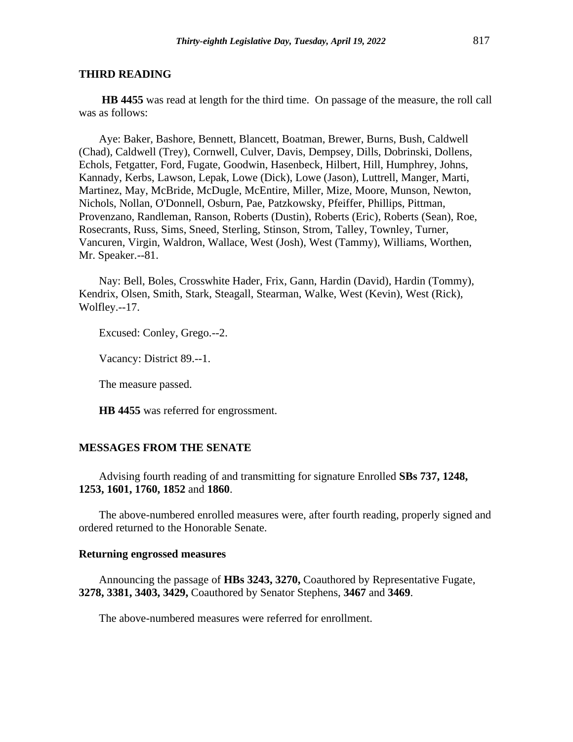## THIRD READING

**HB 4455** was read at length for the third time. On passage of the measure, the roll call was as follows:

Aye: Baker, Bashore, Bennett, Blancett, Boatman, Brewer, Burns, Bush, Caldwell (Chad), Caldwell (Trey), Cornwell, Culver, Davis, Dempsey, Dills, Dobrinski, Dollens, Echols, Fetgatter, Ford, Fugate, Goodwin, Hasenbeck, Hilbert, Hill, Humphrey, Johns, Kannady, Kerbs, Lawson, Lepak, Lowe (Dick), Lowe (Jason), Luttrell, Manger, Marti, Martinez, May, McBride, McDugle, McEntire, Miller, Mize, Moore, Munson, Newton, Nichols, Nollan, O'Donnell, Osburn, Pae, Patzkowsky, Pfeiffer, Phillips, Pittman, Provenzano, Randleman, Ranson, Roberts (Dustin), Roberts (Eric), Roberts (Sean), Roe, Rosecrants, Russ, Sims, Sneed, Sterling, Stinson, Strom, Talley, Townley, Turner, Vancuren, Virgin, Waldron, Wallace, West (Josh), West (Tammy), Williams, Worthen, Mr. Speaker.--81.

Nay: Bell, Boles, Crosswhite Hader, Frix, Gann, Hardin (David), Hardin (Tommy), Kendrix, Olsen, Smith, Stark, Steagall, Stearman, Walke, West (Kevin), West (Rick), Wolfley.--17.

Excused: Conley, Grego.--2.

Vacancy: District 89.--1.

The measure passed.

**HB 4455** was referred for engrossment.

## MESSAGES FROM THE SENATE

Advising fourth reading of and transmitting for signature Enrolled **SBs 737, 1248, 1253, 1601, 1760, 1852** and **1860**.

The above-numbered enrolled measures were, after fourth reading, properly signed and ordered returned to the Honorable Senate.

### Returning engrossed measures

Announcing the passage of **HBs 3243, 3270,** Coauthored by Representative Fugate, **3278, 3381, 3403, 3429,** Coauthored by Senator Stephens, **3467** and **3469**.

The above-numbered measures were referred for enrollment.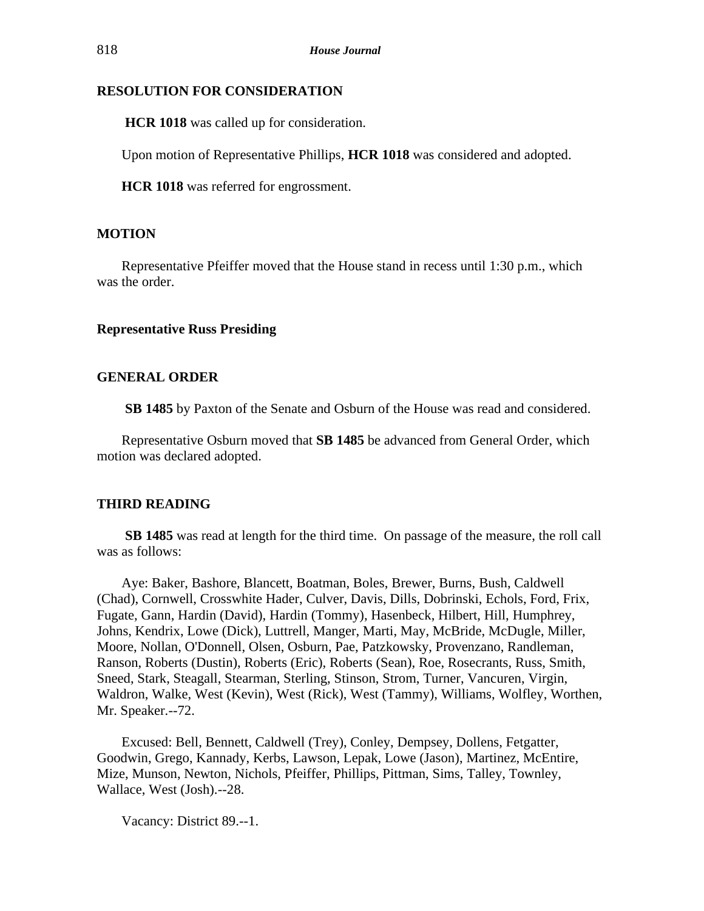**RESOLUTION FOR CONSIDERATION**

**HCR 1018** was called up for consideration.

Upon motion of Representative Phillips, **HCR 1018** was considered and adopted.

**HCR 1018** was referred for engrossment.

**MOTION**

Representative Pfeiffer moved that the House stand in recess until 1:30 p.m., which was the order.

**Representative Russ Presiding**

**GENERAL ORDER**

**SB 1485** by Paxton of the Senate and Osburn of the House was read and considered.

Representative Osburn moved that **SB 1485** be advanced from General Order, which motion was declared adopted.

**THIRD READING**

**SB 1485** was read at length for the third time. On passage of the measure, the roll call was as follows:

Aye: Baker, Bashore, Blancett, Boatman, Boles, Brewer, Burns, Bush, Caldwell (Chad), Cornwell, Crosswhite Hader, Culver, Davis, Dills, Dobrinski, Echols, Ford, Frix, Fugate, Gann, Hardin (David), Hardin (Tommy), Hasenbeck, Hilbert, Hill, Humphrey, Johns, Kendrix, Lowe (Dick), Luttrell, Manger, Marti, May, McBride, McDugle, Miller, Moore, Nollan, O'Donnell, Olsen, Osburn, Pae, Patzkowsky, Provenzano, Randleman, Ranson, Roberts (Dustin), Roberts (Eric), Roberts (Sean), Roe, Rosecrants, Russ, Smith, Sneed, Stark, Steagall, Stearman, Sterling, Stinson, Strom, Turner, Vancuren, Virgin, Waldron, Walke, West (Kevin), West (Rick), West (Tammy), Williams, Wolfley, Worthen, Mr. Speaker.--72.

Excused: Bell, Bennett, Caldwell (Trey), Conley, Dempsey, Dollens, Fetgatter, Goodwin, Grego, Kannady, Kerbs, Lawson, Lepak, Lowe (Jason), Martinez, McEntire, Mize, Munson, Newton, Nichols, Pfeiffer, Phillips, Pittman, Sims, Talley, Townley, Wallace, West (Josh).--28.

Vacancy: District 89.--1.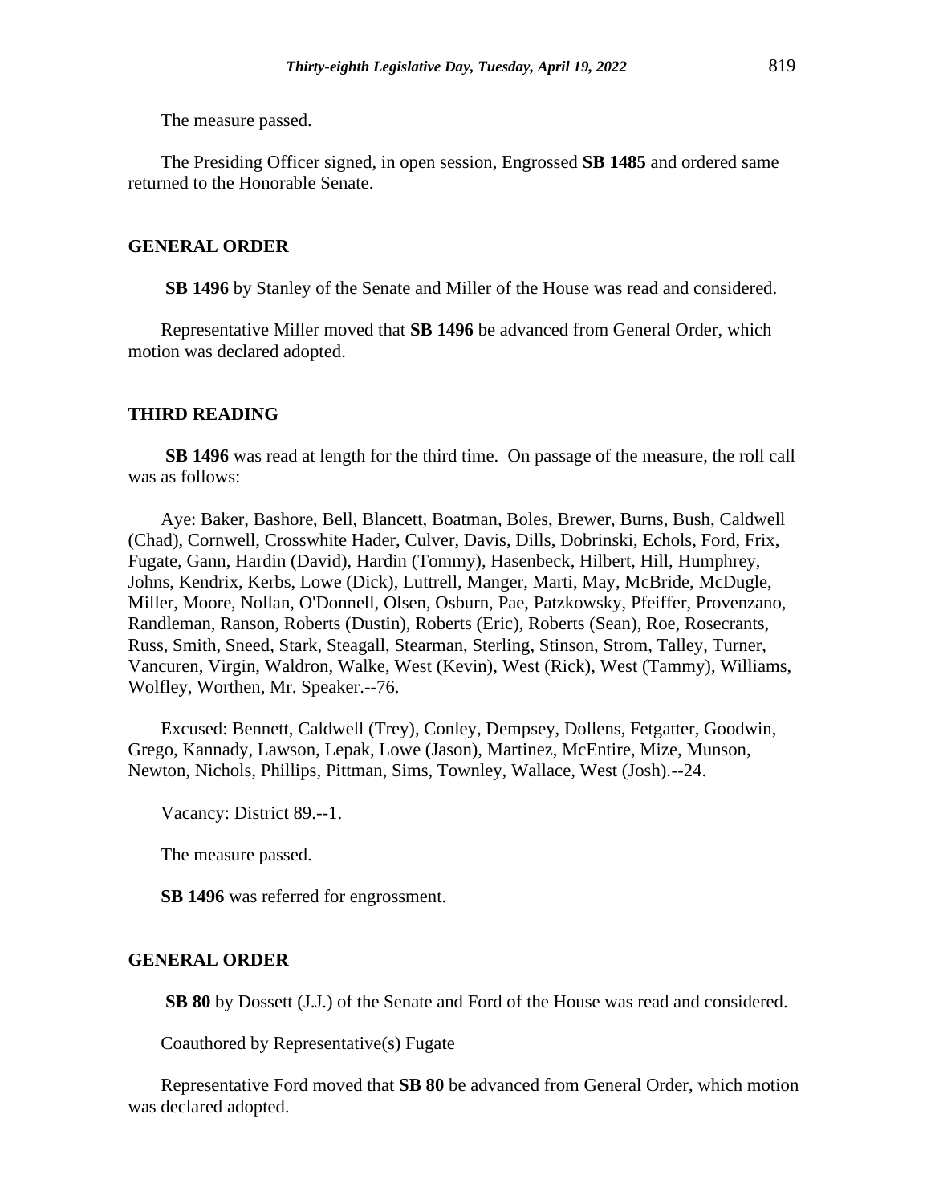The measure passed.

The Presiding Officer signed, in open session, Engrossed **SB 1485** and ordered same returned to the Honorable Senate.

## GENERAL ORDER

**SB 1496** by Stanley of the Senate and Miller of the House was read and considered.

Representative Miller moved that **SB 1496** be advanced from General Order, which motion was declared adopted.

## THIRD READING

**SB 1496** was read at length for the third time. On passage of the measure, the roll call was as follows:

Aye: Baker, Bashore, Bell, Blancett, Boatman, Boles, Brewer, Burns, Bush, Caldwell (Chad), Cornwell, Crosswhite Hader, Culver, Davis, Dills, Dobrinski, Echols, Ford, Frix, Fugate, Gann, Hardin (David), Hardin (Tommy), Hasenbeck, Hilbert, Hill, Humphrey, Johns, Kendrix, Kerbs, Lowe (Dick), Luttrell, Manger, Marti, May, McBride, McDugle, Miller, Moore, Nollan, O'Donnell, Olsen, Osburn, Pae, Patzkowsky, Pfeiffer, Provenzano, Randleman, Ranson, Roberts (Dustin), Roberts (Eric), Roberts (Sean), Roe, Rosecrants, Russ, Smith, Sneed, Stark, Steagall, Stearman, Sterling, Stinson, Strom, Talley, Turner, Vancuren, Virgin, Waldron, Walke, West (Kevin), West (Rick), West (Tammy), Williams, Wolfley, Worthen, Mr. Speaker.--76.

Excused: Bennett, Caldwell (Trey), Conley, Dempsey, Dollens, Fetgatter, Goodwin, Grego, Kannady, Lawson, Lepak, Lowe (Jason), Martinez, McEntire, Mize, Munson, Newton, Nichols, Phillips, Pittman, Sims, Townley, Wallace, West (Josh).--24.

Vacancy: District 89.--1.

The measure passed.

**SB 1496** was referred for engrossment.

## GENERAL ORDER

**SB 80** by Dossett (J.J.) of the Senate and Ford of the House was read and considered.

Coauthored by Representative(s) Fugate

Representative Ford moved that **SB 80** be advanced from General Order, which motion was declared adopted.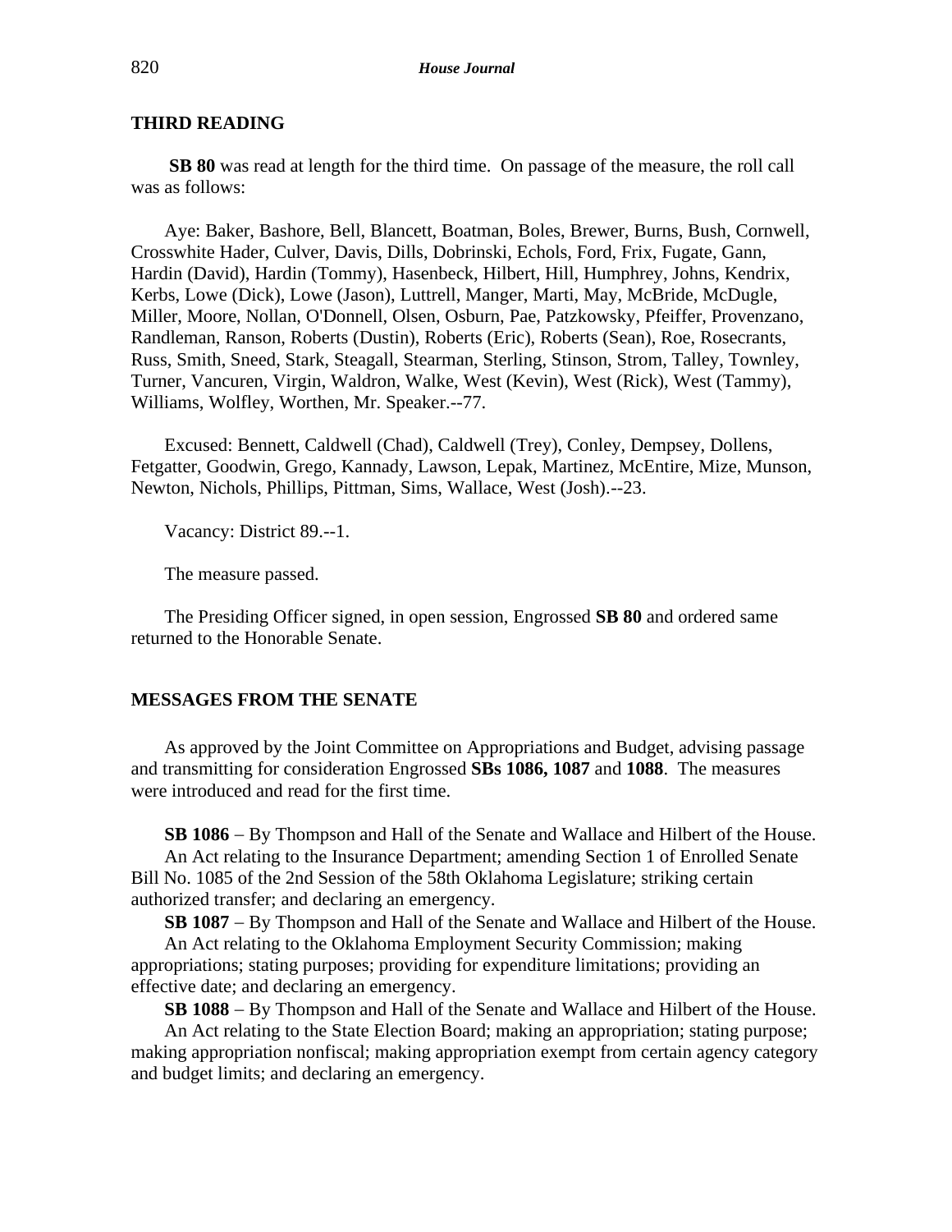## THIRD READING

**SB 80** was read at length for the third time. On passage of the measure, the roll call was as follows:

Aye: Baker, Bashore, Bell, Blancett, Boatman, Boles, Brewer, Burns, Bush, Cornwell, Crosswhite Hader, Culver, Davis, Dills, Dobrinski, Echols, Ford, Frix, Fugate, Gann, Hardin (David), Hardin (Tommy), Hasenbeck, Hilbert, Hill, Humphrey, Johns, Kendrix, Kerbs, Lowe (Dick), Lowe (Jason), Luttrell, Manger, Marti, May, McBride, McDugle, Miller, Moore, Nollan, O'Donnell, Olsen, Osburn, Pae, Patzkowsky, Pfeiffer, Provenzano, Randleman, Ranson, Roberts (Dustin), Roberts (Eric), Roberts (Sean), Roe, Rosecrants, Russ, Smith, Sneed, Stark, Steagall, Stearman, Sterling, Stinson, Strom, Talley, Townley, Turner, Vancuren, Virgin, Waldron, Walke, West (Kevin), West (Rick), West (Tammy), Williams, Wolfley, Worthen, Mr. Speaker.--77.

Excused: Bennett, Caldwell (Chad), Caldwell (Trey), Conley, Dempsey, Dollens, Fetgatter, Goodwin, Grego, Kannady, Lawson, Lepak, Martinez, McEntire, Mize, Munson, Newton, Nichols, Phillips, Pittman, Sims, Wallace, West (Josh).--23.

Vacancy: District 89.--1.

The measure passed.

The Presiding Officer signed, in open session, Engrossed **SB 80** and ordered same returned to the Honorable Senate.

## MESSAGES FROM THE SENATE

As approved by the Joint Committee on Appropriations and Budget, advising passage and transmitting for consideration Engrossed **SBs 1086, 1087** and **1088**. The measures were introduced and read for the first time.

**SB 1086** − By Thompson and Hall of the Senate and Wallace and Hilbert of the House.
An Act relating to the Insurance Department; amending Section 1 of Enrolled Senate Bill No. 1085 of the 2nd Session of the 58th Oklahoma Legislature; striking certain authorized transfer; and declaring an emergency.

**SB 1087** − By Thompson and Hall of the Senate and Wallace and Hilbert of the House.
An Act relating to the Oklahoma Employment Security Commission; making appropriations; stating purposes; providing for expenditure limitations; providing an effective date; and declaring an emergency.

**SB 1088** − By Thompson and Hall of the Senate and Wallace and Hilbert of the House.
An Act relating to the State Election Board; making an appropriation; stating purpose; making appropriation nonfiscal; making appropriation exempt from certain agency category and budget limits; and declaring an emergency.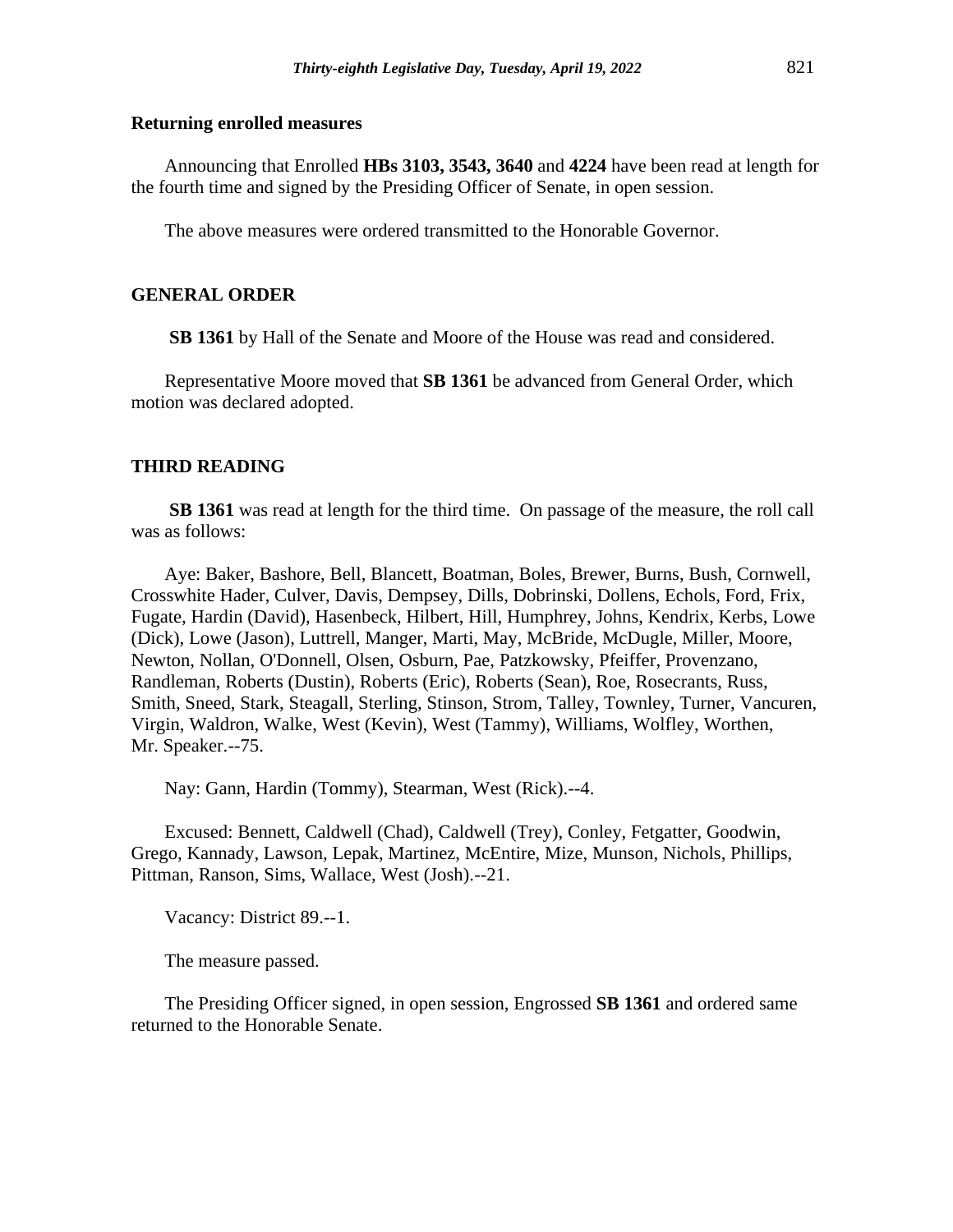## Returning enrolled measures

Announcing that Enrolled **HBs 3103, 3543, 3640** and **4224** have been read at length for the fourth time and signed by the Presiding Officer of Senate, in open session.

The above measures were ordered transmitted to the Honorable Governor.

## GENERAL ORDER

**SB 1361** by Hall of the Senate and Moore of the House was read and considered.

Representative Moore moved that **SB 1361** be advanced from General Order, which motion was declared adopted.

## THIRD READING

**SB 1361** was read at length for the third time. On passage of the measure, the roll call was as follows:

Aye: Baker, Bashore, Bell, Blancett, Boatman, Boles, Brewer, Burns, Bush, Cornwell, Crosswhite Hader, Culver, Davis, Dempsey, Dills, Dobrinski, Dollens, Echols, Ford, Frix, Fugate, Hardin (David), Hasenbeck, Hilbert, Hill, Humphrey, Johns, Kendrix, Kerbs, Lowe (Dick), Lowe (Jason), Luttrell, Manger, Marti, May, McBride, McDugle, Miller, Moore, Newton, Nollan, O'Donnell, Olsen, Osburn, Pae, Patzkowsky, Pfeiffer, Provenzano, Randleman, Roberts (Dustin), Roberts (Eric), Roberts (Sean), Roe, Rosecrants, Russ, Smith, Sneed, Stark, Steagall, Sterling, Stinson, Strom, Talley, Townley, Turner, Vancuren, Virgin, Waldron, Walke, West (Kevin), West (Tammy), Williams, Wolfley, Worthen, Mr. Speaker.--75.

Nay: Gann, Hardin (Tommy), Stearman, West (Rick).--4.

Excused: Bennett, Caldwell (Chad), Caldwell (Trey), Conley, Fetgatter, Goodwin, Grego, Kannady, Lawson, Lepak, Martinez, McEntire, Mize, Munson, Nichols, Phillips, Pittman, Ranson, Sims, Wallace, West (Josh).--21.

Vacancy: District 89.--1.

The measure passed.

The Presiding Officer signed, in open session, Engrossed **SB 1361** and ordered same returned to the Honorable Senate.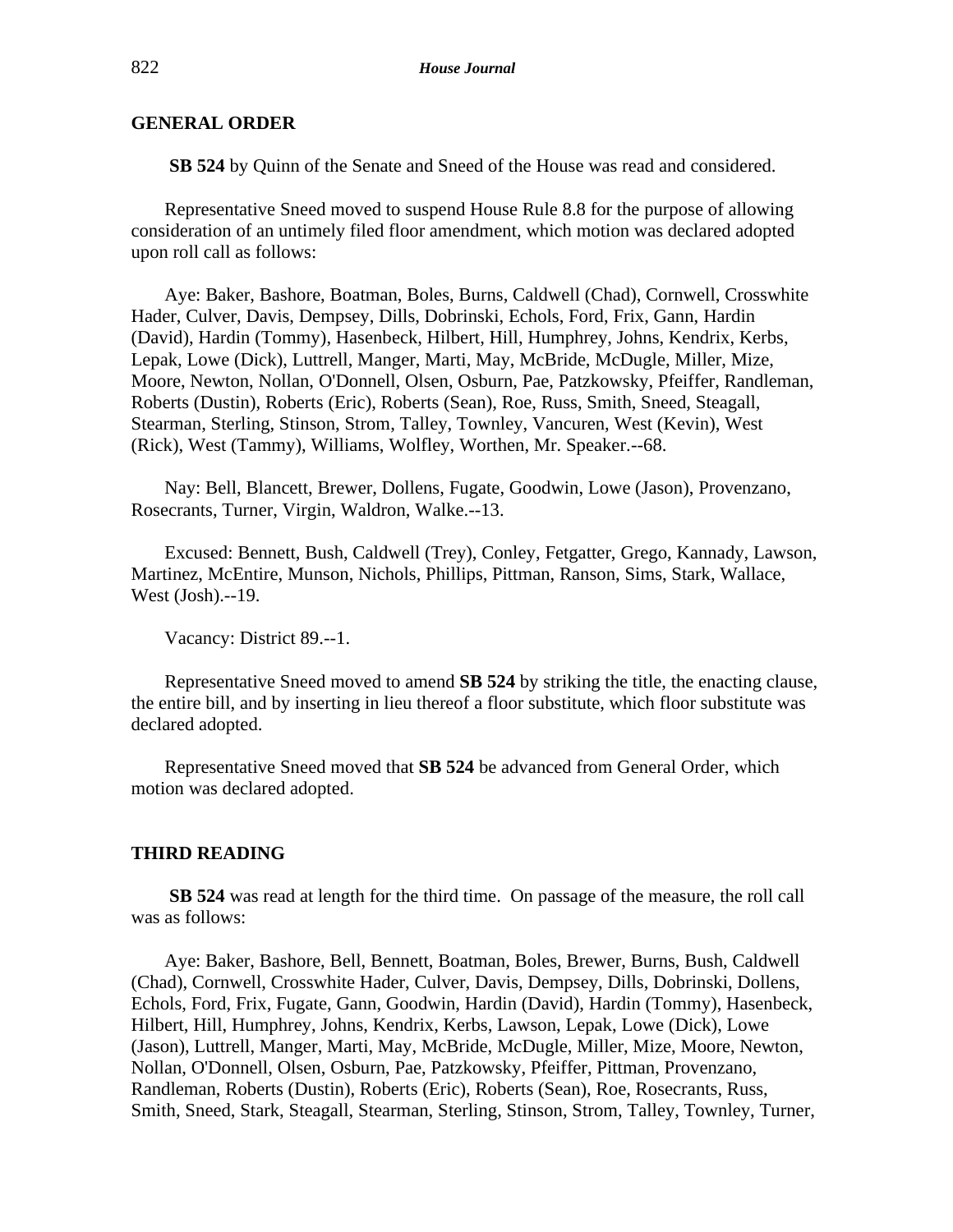## GENERAL ORDER

**SB 524** by Quinn of the Senate and Sneed of the House was read and considered.

Representative Sneed moved to suspend House Rule 8.8 for the purpose of allowing consideration of an untimely filed floor amendment, which motion was declared adopted upon roll call as follows:

Aye: Baker, Bashore, Boatman, Boles, Burns, Caldwell (Chad), Cornwell, Crosswhite Hader, Culver, Davis, Dempsey, Dills, Dobrinski, Echols, Ford, Frix, Gann, Hardin (David), Hardin (Tommy), Hasenbeck, Hilbert, Hill, Humphrey, Johns, Kendrix, Kerbs, Lepak, Lowe (Dick), Luttrell, Manger, Marti, May, McBride, McDugle, Miller, Mize, Moore, Newton, Nollan, O'Donnell, Olsen, Osburn, Pae, Patzkowsky, Pfeiffer, Randleman, Roberts (Dustin), Roberts (Eric), Roberts (Sean), Roe, Russ, Smith, Sneed, Steagall, Stearman, Sterling, Stinson, Strom, Talley, Townley, Vancuren, West (Kevin), West (Rick), West (Tammy), Williams, Wolfley, Worthen, Mr. Speaker.--68.

Nay: Bell, Blancett, Brewer, Dollens, Fugate, Goodwin, Lowe (Jason), Provenzano, Rosecrants, Turner, Virgin, Waldron, Walke.--13.

Excused: Bennett, Bush, Caldwell (Trey), Conley, Fetgatter, Grego, Kannady, Lawson, Martinez, McEntire, Munson, Nichols, Phillips, Pittman, Ranson, Sims, Stark, Wallace, West (Josh).--19.

Vacancy: District 89.--1.

Representative Sneed moved to amend **SB 524** by striking the title, the enacting clause, the entire bill, and by inserting in lieu thereof a floor substitute, which floor substitute was declared adopted.

Representative Sneed moved that **SB 524** be advanced from General Order, which motion was declared adopted.

## THIRD READING

**SB 524** was read at length for the third time. On passage of the measure, the roll call was as follows:

Aye: Baker, Bashore, Bell, Bennett, Boatman, Boles, Brewer, Burns, Bush, Caldwell (Chad), Cornwell, Crosswhite Hader, Culver, Davis, Dempsey, Dills, Dobrinski, Dollens, Echols, Ford, Frix, Fugate, Gann, Goodwin, Hardin (David), Hardin (Tommy), Hasenbeck, Hilbert, Hill, Humphrey, Johns, Kendrix, Kerbs, Lawson, Lepak, Lowe (Dick), Lowe (Jason), Luttrell, Manger, Marti, May, McBride, McDugle, Miller, Mize, Moore, Newton, Nollan, O'Donnell, Olsen, Osburn, Pae, Patzkowsky, Pfeiffer, Pittman, Provenzano, Randleman, Roberts (Dustin), Roberts (Eric), Roberts (Sean), Roe, Rosecrants, Russ, Smith, Sneed, Stark, Steagall, Stearman, Sterling, Stinson, Strom, Talley, Townley, Turner,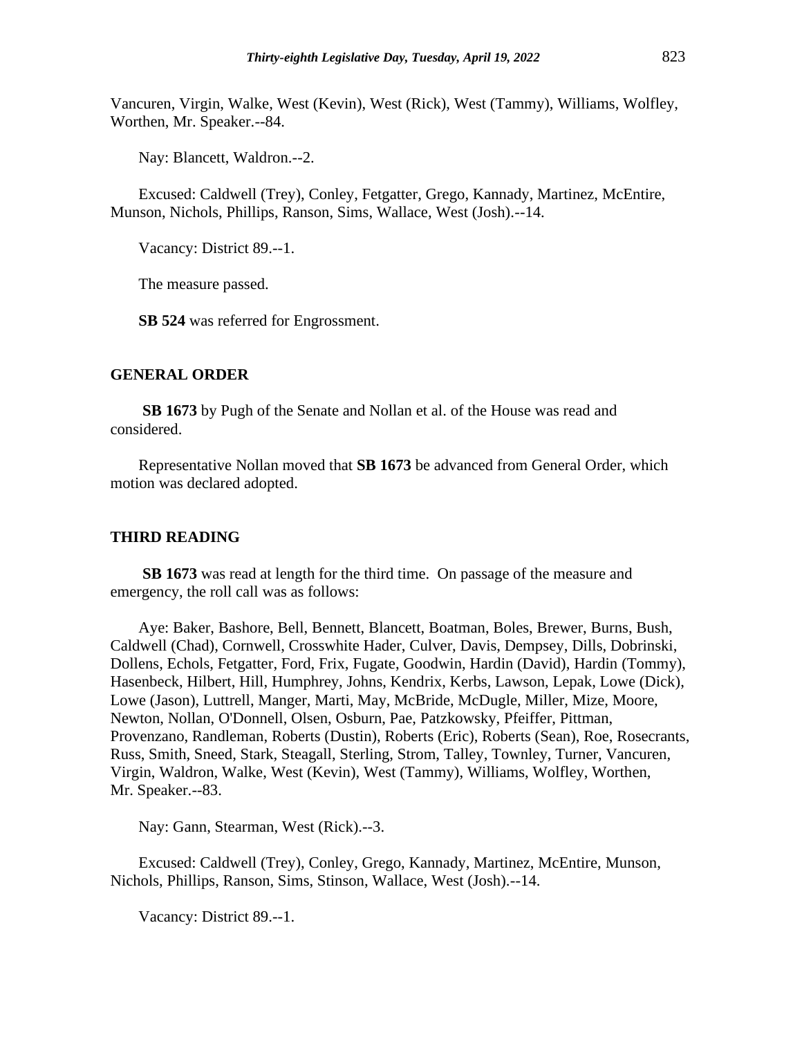Vancuren, Virgin, Walke, West (Kevin), West (Rick), West (Tammy), Williams, Wolfley, Worthen, Mr. Speaker.--84.

Nay: Blancett, Waldron.--2.

Excused: Caldwell (Trey), Conley, Fetgatter, Grego, Kannady, Martinez, McEntire, Munson, Nichols, Phillips, Ranson, Sims, Wallace, West (Josh).--14.

Vacancy: District 89.--1.

The measure passed.

**SB 524** was referred for Engrossment.

## GENERAL ORDER

**SB 1673** by Pugh of the Senate and Nollan et al. of the House was read and considered.

Representative Nollan moved that **SB 1673** be advanced from General Order, which motion was declared adopted.

## THIRD READING

**SB 1673** was read at length for the third time. On passage of the measure and emergency, the roll call was as follows:

Aye: Baker, Bashore, Bell, Bennett, Blancett, Boatman, Boles, Brewer, Burns, Bush, Caldwell (Chad), Cornwell, Crosswhite Hader, Culver, Davis, Dempsey, Dills, Dobrinski, Dollens, Echols, Fetgatter, Ford, Frix, Fugate, Goodwin, Hardin (David), Hardin (Tommy), Hasenbeck, Hilbert, Hill, Humphrey, Johns, Kendrix, Kerbs, Lawson, Lepak, Lowe (Dick), Lowe (Jason), Luttrell, Manger, Marti, May, McBride, McDugle, Miller, Mize, Moore, Newton, Nollan, O'Donnell, Olsen, Osburn, Pae, Patzkowsky, Pfeiffer, Pittman, Provenzano, Randleman, Roberts (Dustin), Roberts (Eric), Roberts (Sean), Roe, Rosecrants, Russ, Smith, Sneed, Stark, Steagall, Sterling, Strom, Talley, Townley, Turner, Vancuren, Virgin, Waldron, Walke, West (Kevin), West (Tammy), Williams, Wolfley, Worthen, Mr. Speaker.--83.

Nay: Gann, Stearman, West (Rick).--3.

Excused: Caldwell (Trey), Conley, Grego, Kannady, Martinez, McEntire, Munson, Nichols, Phillips, Ranson, Sims, Stinson, Wallace, West (Josh).--14.

Vacancy: District 89.--1.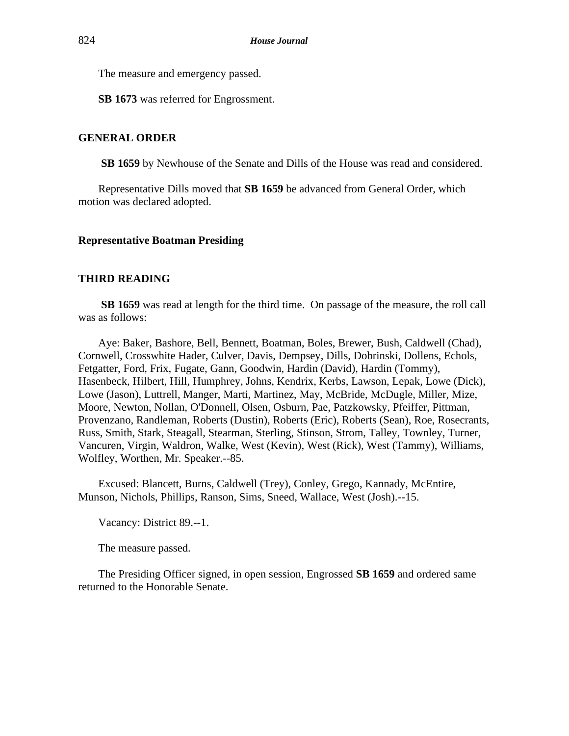The measure and emergency passed.

**SB 1673** was referred for Engrossment.

**GENERAL ORDER**

**SB 1659** by Newhouse of the Senate and Dills of the House was read and considered.

Representative Dills moved that **SB 1659** be advanced from General Order, which motion was declared adopted.

**Representative Boatman Presiding**

**THIRD READING**

**SB 1659** was read at length for the third time. On passage of the measure, the roll call was as follows:

Aye: Baker, Bashore, Bell, Bennett, Boatman, Boles, Brewer, Bush, Caldwell (Chad), Cornwell, Crosswhite Hader, Culver, Davis, Dempsey, Dills, Dobrinski, Dollens, Echols, Fetgatter, Ford, Frix, Fugate, Gann, Goodwin, Hardin (David), Hardin (Tommy), Hasenbeck, Hilbert, Hill, Humphrey, Johns, Kendrix, Kerbs, Lawson, Lepak, Lowe (Dick), Lowe (Jason), Luttrell, Manger, Marti, Martinez, May, McBride, McDugle, Miller, Mize, Moore, Newton, Nollan, O'Donnell, Olsen, Osburn, Pae, Patzkowsky, Pfeiffer, Pittman, Provenzano, Randleman, Roberts (Dustin), Roberts (Eric), Roberts (Sean), Roe, Rosecrants, Russ, Smith, Stark, Steagall, Stearman, Sterling, Stinson, Strom, Talley, Townley, Turner, Vancuren, Virgin, Waldron, Walke, West (Kevin), West (Rick), West (Tammy), Williams, Wolfley, Worthen, Mr. Speaker.--85.

Excused: Blancett, Burns, Caldwell (Trey), Conley, Grego, Kannady, McEntire, Munson, Nichols, Phillips, Ranson, Sims, Sneed, Wallace, West (Josh).--15.

Vacancy: District 89.--1.

The measure passed.

The Presiding Officer signed, in open session, Engrossed **SB 1659** and ordered same returned to the Honorable Senate.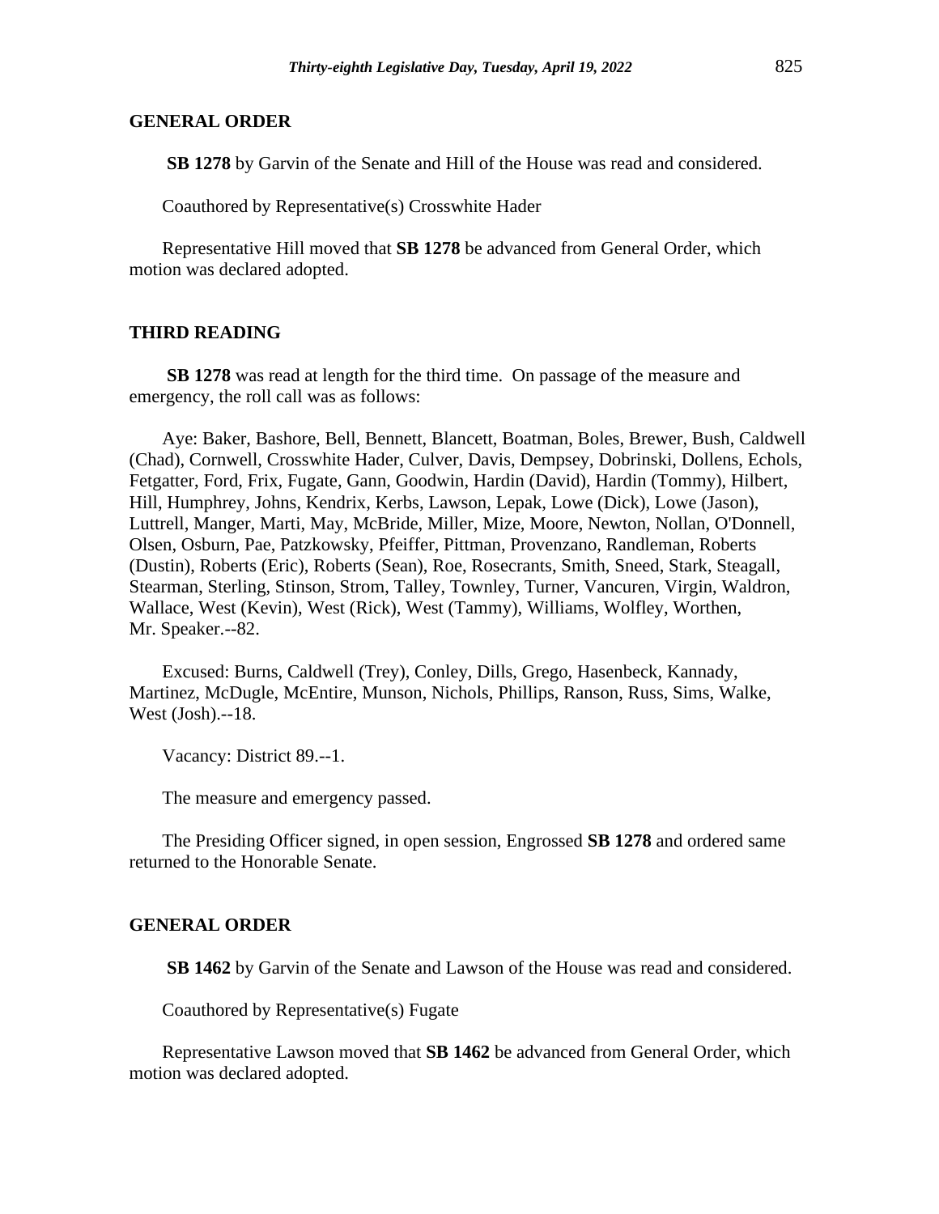## GENERAL ORDER

**SB 1278** by Garvin of the Senate and Hill of the House was read and considered.

Coauthored by Representative(s) Crosswhite Hader

Representative Hill moved that **SB 1278** be advanced from General Order, which motion was declared adopted.

## THIRD READING

**SB 1278** was read at length for the third time. On passage of the measure and emergency, the roll call was as follows:

Aye: Baker, Bashore, Bell, Bennett, Blancett, Boatman, Boles, Brewer, Bush, Caldwell (Chad), Cornwell, Crosswhite Hader, Culver, Davis, Dempsey, Dobrinski, Dollens, Echols, Fetgatter, Ford, Frix, Fugate, Gann, Goodwin, Hardin (David), Hardin (Tommy), Hilbert, Hill, Humphrey, Johns, Kendrix, Kerbs, Lawson, Lepak, Lowe (Dick), Lowe (Jason), Luttrell, Manger, Marti, May, McBride, Miller, Mize, Moore, Newton, Nollan, O'Donnell, Olsen, Osburn, Pae, Patzkowsky, Pfeiffer, Pittman, Provenzano, Randleman, Roberts (Dustin), Roberts (Eric), Roberts (Sean), Roe, Rosecrants, Smith, Sneed, Stark, Steagall, Stearman, Sterling, Stinson, Strom, Talley, Townley, Turner, Vancuren, Virgin, Waldron, Wallace, West (Kevin), West (Rick), West (Tammy), Williams, Wolfley, Worthen, Mr. Speaker.--82.

Excused: Burns, Caldwell (Trey), Conley, Dills, Grego, Hasenbeck, Kannady, Martinez, McDugle, McEntire, Munson, Nichols, Phillips, Ranson, Russ, Sims, Walke, West (Josh).--18.

Vacancy: District 89.--1.

The measure and emergency passed.

The Presiding Officer signed, in open session, Engrossed **SB 1278** and ordered same returned to the Honorable Senate.

## GENERAL ORDER

**SB 1462** by Garvin of the Senate and Lawson of the House was read and considered.

Coauthored by Representative(s) Fugate

Representative Lawson moved that **SB 1462** be advanced from General Order, which motion was declared adopted.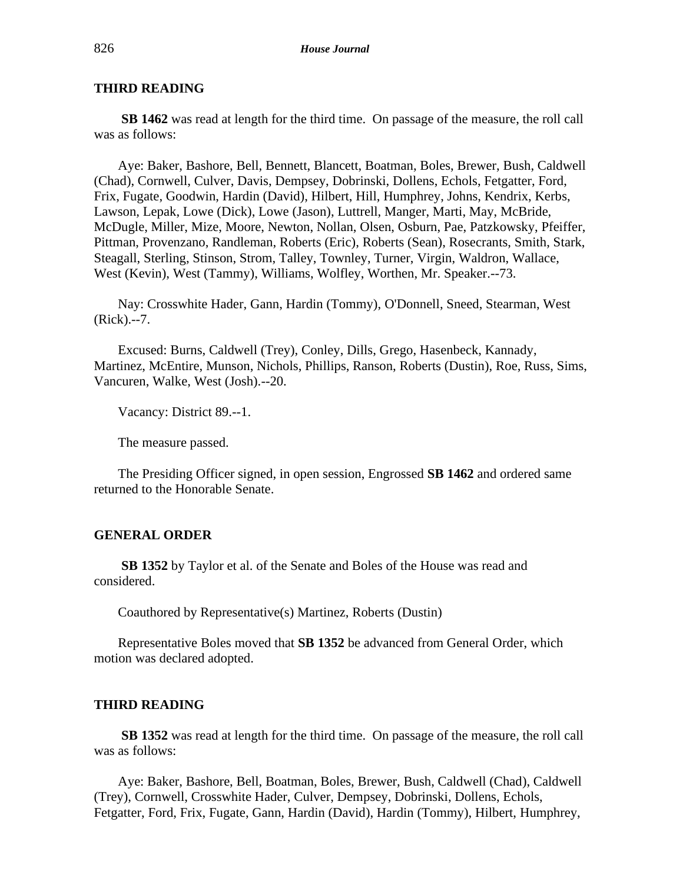## THIRD READING

**SB 1462** was read at length for the third time. On passage of the measure, the roll call was as follows:

Aye: Baker, Bashore, Bell, Bennett, Blancett, Boatman, Boles, Brewer, Bush, Caldwell (Chad), Cornwell, Culver, Davis, Dempsey, Dobrinski, Dollens, Echols, Fetgatter, Ford, Frix, Fugate, Goodwin, Hardin (David), Hilbert, Hill, Humphrey, Johns, Kendrix, Kerbs, Lawson, Lepak, Lowe (Dick), Lowe (Jason), Luttrell, Manger, Marti, May, McBride, McDugle, Miller, Mize, Moore, Newton, Nollan, Olsen, Osburn, Pae, Patzkowsky, Pfeiffer, Pittman, Provenzano, Randleman, Roberts (Eric), Roberts (Sean), Rosecrants, Smith, Stark, Steagall, Sterling, Stinson, Strom, Talley, Townley, Turner, Virgin, Waldron, Wallace, West (Kevin), West (Tammy), Williams, Wolfley, Worthen, Mr. Speaker.--73.

Nay: Crosswhite Hader, Gann, Hardin (Tommy), O'Donnell, Sneed, Stearman, West (Rick).--7.

Excused: Burns, Caldwell (Trey), Conley, Dills, Grego, Hasenbeck, Kannady, Martinez, McEntire, Munson, Nichols, Phillips, Ranson, Roberts (Dustin), Roe, Russ, Sims, Vancuren, Walke, West (Josh).--20.

Vacancy: District 89.--1.

The measure passed.

The Presiding Officer signed, in open session, Engrossed **SB 1462** and ordered same returned to the Honorable Senate.

## GENERAL ORDER

**SB 1352** by Taylor et al. of the Senate and Boles of the House was read and considered.

Coauthored by Representative(s) Martinez, Roberts (Dustin)

Representative Boles moved that **SB 1352** be advanced from General Order, which motion was declared adopted.

## THIRD READING

**SB 1352** was read at length for the third time. On passage of the measure, the roll call was as follows:

Aye: Baker, Bashore, Bell, Boatman, Boles, Brewer, Bush, Caldwell (Chad), Caldwell (Trey), Cornwell, Crosswhite Hader, Culver, Dempsey, Dobrinski, Dollens, Echols, Fetgatter, Ford, Frix, Fugate, Gann, Hardin (David), Hardin (Tommy), Hilbert, Humphrey,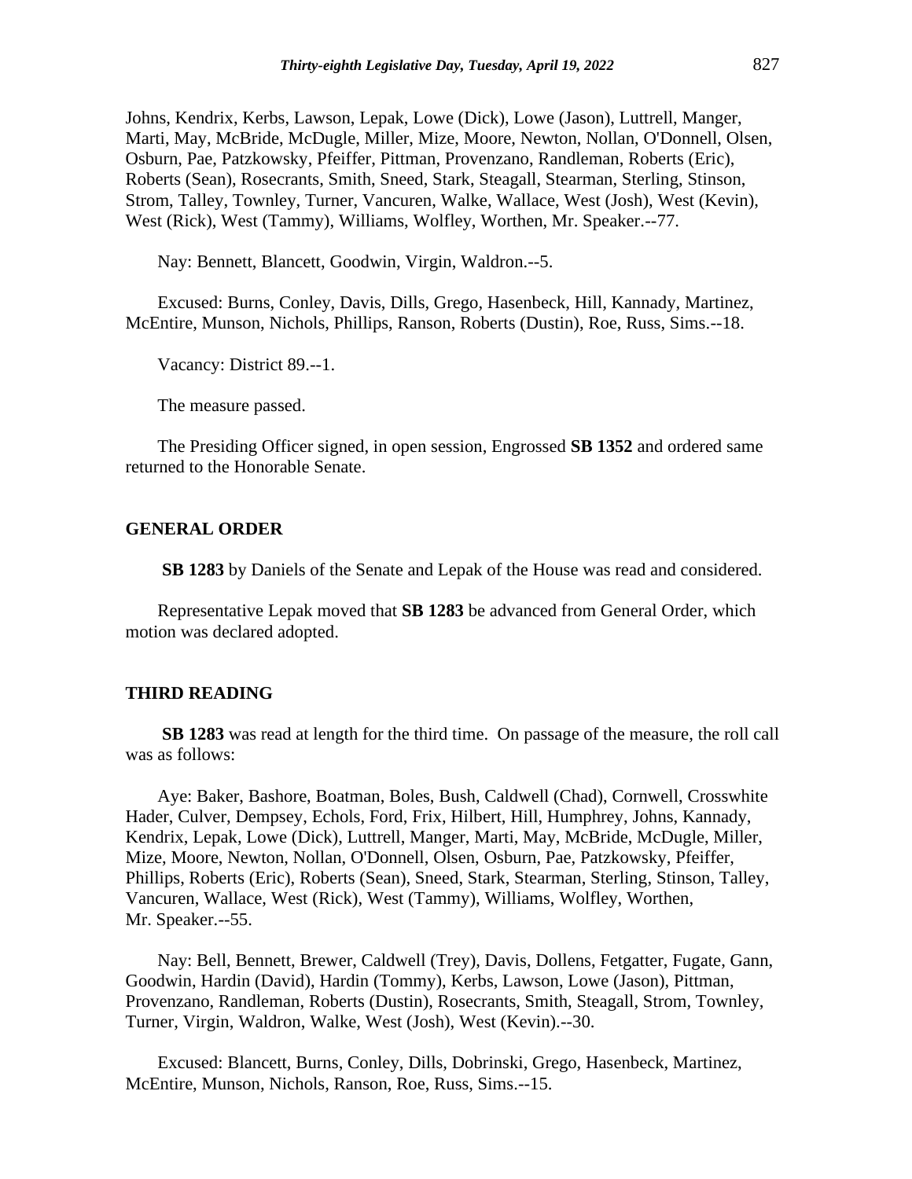Johns, Kendrix, Kerbs, Lawson, Lepak, Lowe (Dick), Lowe (Jason), Luttrell, Manger, Marti, May, McBride, McDugle, Miller, Mize, Moore, Newton, Nollan, O'Donnell, Olsen, Osburn, Pae, Patzkowsky, Pfeiffer, Pittman, Provenzano, Randleman, Roberts (Eric), Roberts (Sean), Rosecrants, Smith, Sneed, Stark, Steagall, Stearman, Sterling, Stinson, Strom, Talley, Townley, Turner, Vancuren, Walke, Wallace, West (Josh), West (Kevin), West (Rick), West (Tammy), Williams, Wolfley, Worthen, Mr. Speaker.--77.

Nay: Bennett, Blancett, Goodwin, Virgin, Waldron.--5.

Excused: Burns, Conley, Davis, Dills, Grego, Hasenbeck, Hill, Kannady, Martinez, McEntire, Munson, Nichols, Phillips, Ranson, Roberts (Dustin), Roe, Russ, Sims.--18.

Vacancy: District 89.--1.

The measure passed.

The Presiding Officer signed, in open session, Engrossed **SB 1352** and ordered same returned to the Honorable Senate.

## GENERAL ORDER

**SB 1283** by Daniels of the Senate and Lepak of the House was read and considered.

Representative Lepak moved that **SB 1283** be advanced from General Order, which motion was declared adopted.

## THIRD READING

**SB 1283** was read at length for the third time. On passage of the measure, the roll call was as follows:

Aye: Baker, Bashore, Boatman, Boles, Bush, Caldwell (Chad), Cornwell, Crosswhite Hader, Culver, Dempsey, Echols, Ford, Frix, Hilbert, Hill, Humphrey, Johns, Kannady, Kendrix, Lepak, Lowe (Dick), Luttrell, Manger, Marti, May, McBride, McDugle, Miller, Mize, Moore, Newton, Nollan, O'Donnell, Olsen, Osburn, Pae, Patzkowsky, Pfeiffer, Phillips, Roberts (Eric), Roberts (Sean), Sneed, Stark, Stearman, Sterling, Stinson, Talley, Vancuren, Wallace, West (Rick), West (Tammy), Williams, Wolfley, Worthen, Mr. Speaker.--55.

Nay: Bell, Bennett, Brewer, Caldwell (Trey), Davis, Dollens, Fetgatter, Fugate, Gann, Goodwin, Hardin (David), Hardin (Tommy), Kerbs, Lawson, Lowe (Jason), Pittman, Provenzano, Randleman, Roberts (Dustin), Rosecrants, Smith, Steagall, Strom, Townley, Turner, Virgin, Waldron, Walke, West (Josh), West (Kevin).--30.

Excused: Blancett, Burns, Conley, Dills, Dobrinski, Grego, Hasenbeck, Martinez, McEntire, Munson, Nichols, Ranson, Roe, Russ, Sims.--15.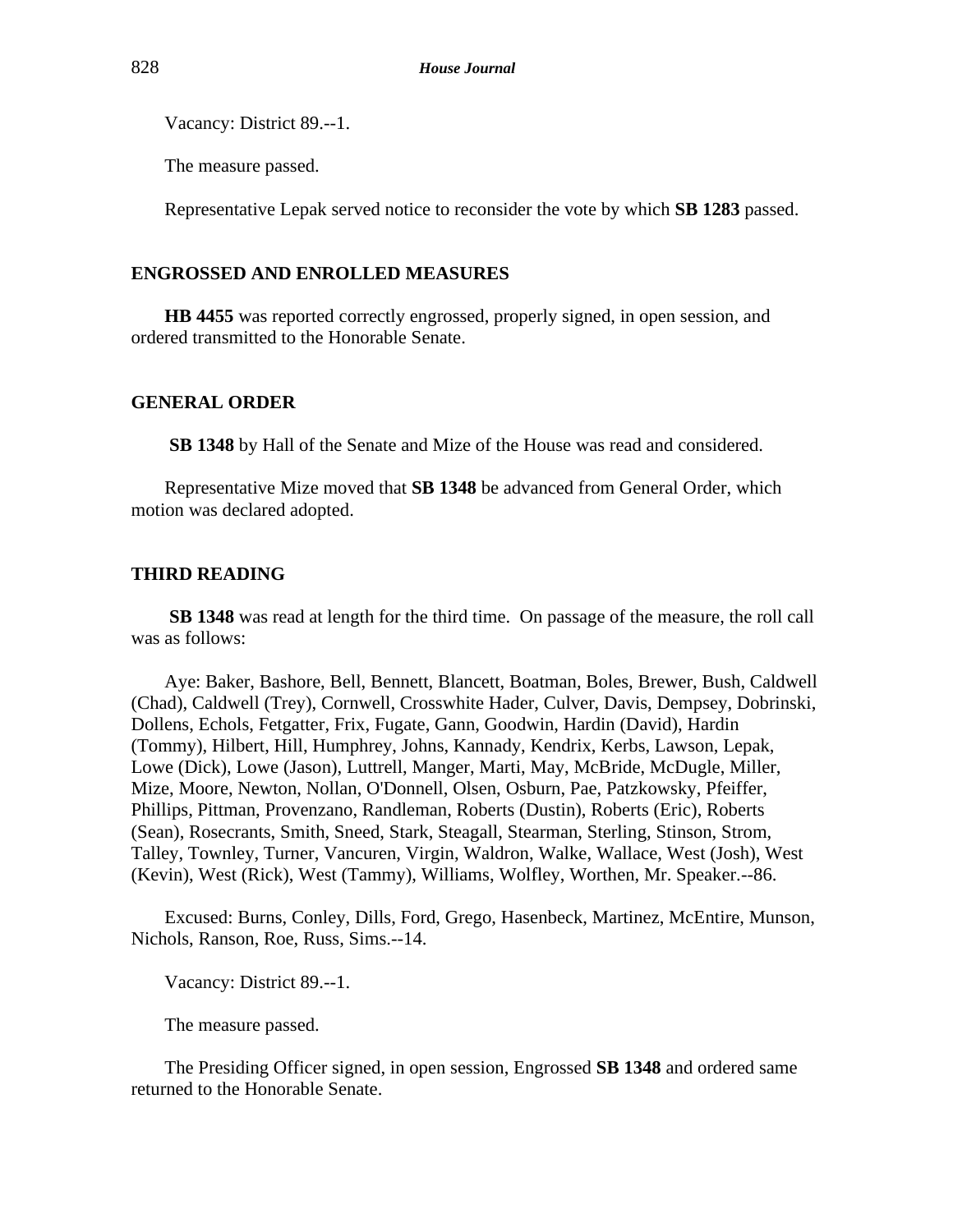Vacancy: District 89.--1.

The measure passed.

Representative Lepak served notice to reconsider the vote by which **SB 1283** passed.

## ENGROSSED AND ENROLLED MEASURES

**HB 4455** was reported correctly engrossed, properly signed, in open session, and ordered transmitted to the Honorable Senate.

## GENERAL ORDER

**SB 1348** by Hall of the Senate and Mize of the House was read and considered.

Representative Mize moved that **SB 1348** be advanced from General Order, which motion was declared adopted.

## THIRD READING

**SB 1348** was read at length for the third time. On passage of the measure, the roll call was as follows:

Aye: Baker, Bashore, Bell, Bennett, Blancett, Boatman, Boles, Brewer, Bush, Caldwell (Chad), Caldwell (Trey), Cornwell, Crosswhite Hader, Culver, Davis, Dempsey, Dobrinski, Dollens, Echols, Fetgatter, Frix, Fugate, Gann, Goodwin, Hardin (David), Hardin (Tommy), Hilbert, Hill, Humphrey, Johns, Kannady, Kendrix, Kerbs, Lawson, Lepak, Lowe (Dick), Lowe (Jason), Luttrell, Manger, Marti, May, McBride, McDugle, Miller, Mize, Moore, Newton, Nollan, O'Donnell, Olsen, Osburn, Pae, Patzkowsky, Pfeiffer, Phillips, Pittman, Provenzano, Randleman, Roberts (Dustin), Roberts (Eric), Roberts (Sean), Rosecrants, Smith, Sneed, Stark, Steagall, Stearman, Sterling, Stinson, Strom, Talley, Townley, Turner, Vancuren, Virgin, Waldron, Walke, Wallace, West (Josh), West (Kevin), West (Rick), West (Tammy), Williams, Wolfley, Worthen, Mr. Speaker.--86.

Excused: Burns, Conley, Dills, Ford, Grego, Hasenbeck, Martinez, McEntire, Munson, Nichols, Ranson, Roe, Russ, Sims.--14.

Vacancy: District 89.--1.

The measure passed.

The Presiding Officer signed, in open session, Engrossed **SB 1348** and ordered same returned to the Honorable Senate.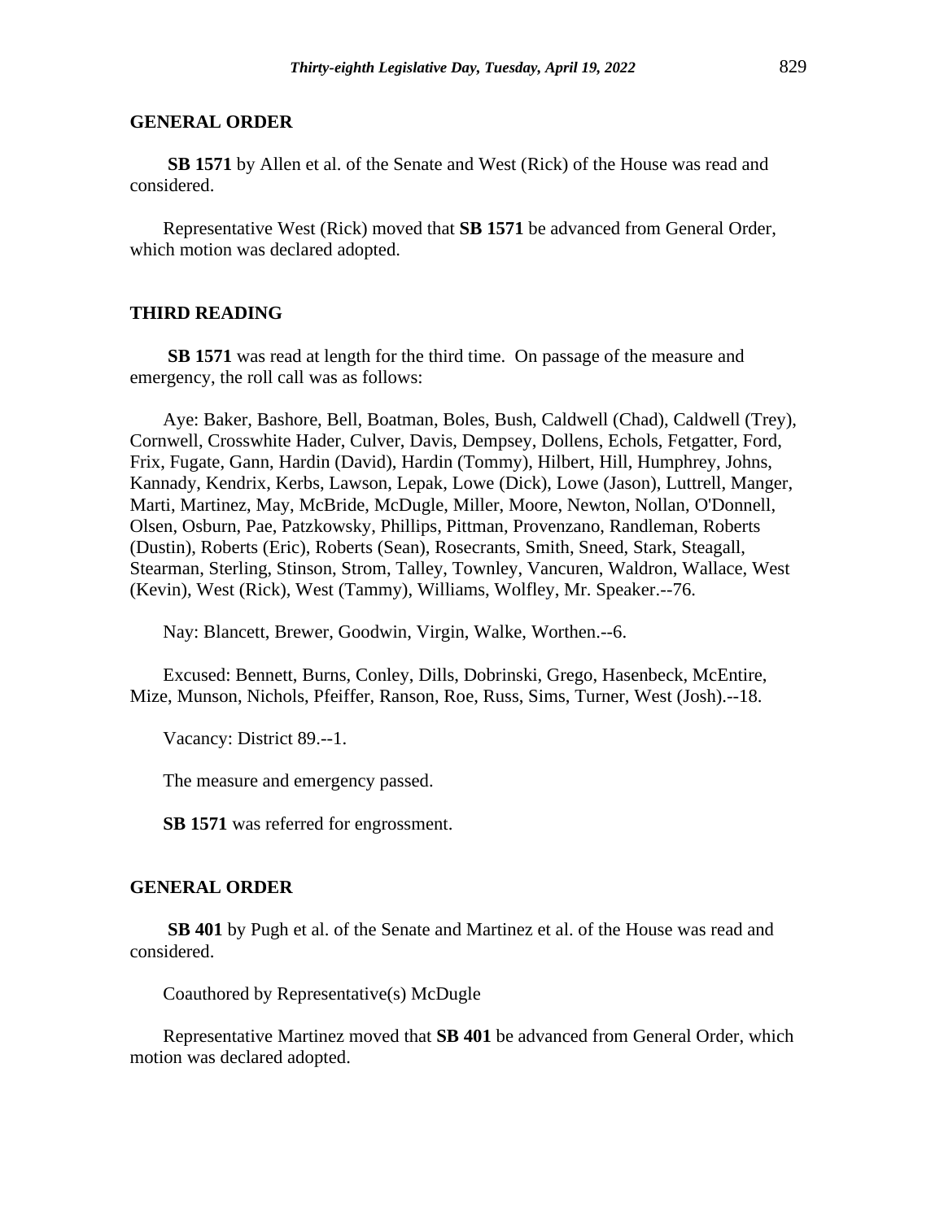## GENERAL ORDER

**SB 1571** by Allen et al. of the Senate and West (Rick) of the House was read and considered.

Representative West (Rick) moved that **SB 1571** be advanced from General Order, which motion was declared adopted.

## THIRD READING

**SB 1571** was read at length for the third time. On passage of the measure and emergency, the roll call was as follows:

Aye: Baker, Bashore, Bell, Boatman, Boles, Bush, Caldwell (Chad), Caldwell (Trey), Cornwell, Crosswhite Hader, Culver, Davis, Dempsey, Dollens, Echols, Fetgatter, Ford, Frix, Fugate, Gann, Hardin (David), Hardin (Tommy), Hilbert, Hill, Humphrey, Johns, Kannady, Kendrix, Kerbs, Lawson, Lepak, Lowe (Dick), Lowe (Jason), Luttrell, Manger, Marti, Martinez, May, McBride, McDugle, Miller, Moore, Newton, Nollan, O'Donnell, Olsen, Osburn, Pae, Patzkowsky, Phillips, Pittman, Provenzano, Randleman, Roberts (Dustin), Roberts (Eric), Roberts (Sean), Rosecrants, Smith, Sneed, Stark, Steagall, Stearman, Sterling, Stinson, Strom, Talley, Townley, Vancuren, Waldron, Wallace, West (Kevin), West (Rick), West (Tammy), Williams, Wolfley, Mr. Speaker.--76.

Nay: Blancett, Brewer, Goodwin, Virgin, Walke, Worthen.--6.

Excused: Bennett, Burns, Conley, Dills, Dobrinski, Grego, Hasenbeck, McEntire, Mize, Munson, Nichols, Pfeiffer, Ranson, Roe, Russ, Sims, Turner, West (Josh).--18.

Vacancy: District 89.--1.

The measure and emergency passed.

**SB 1571** was referred for engrossment.

## GENERAL ORDER

**SB 401** by Pugh et al. of the Senate and Martinez et al. of the House was read and considered.

Coauthored by Representative(s) McDugle

Representative Martinez moved that **SB 401** be advanced from General Order, which motion was declared adopted.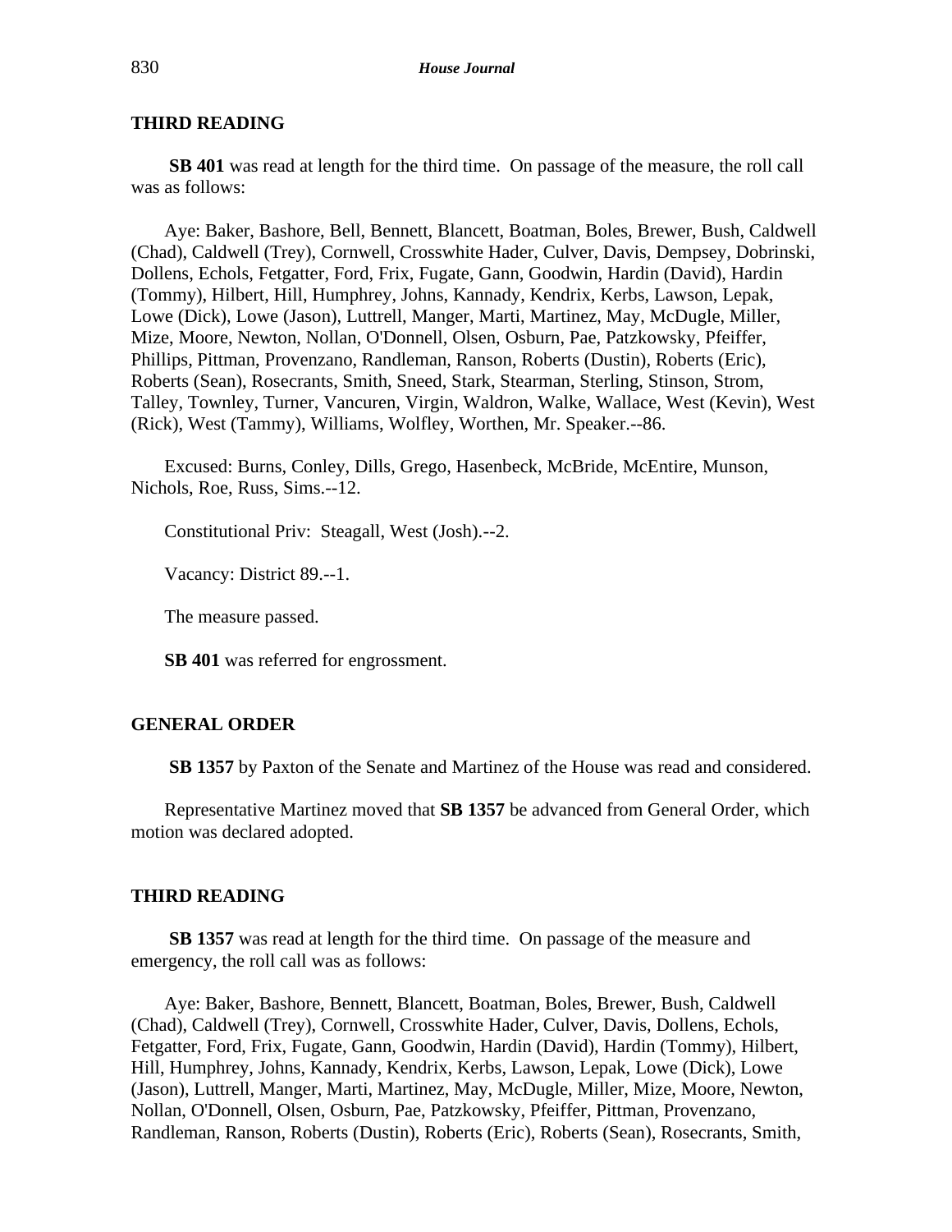## THIRD READING

**SB 401** was read at length for the third time. On passage of the measure, the roll call was as follows:

Aye: Baker, Bashore, Bell, Bennett, Blancett, Boatman, Boles, Brewer, Bush, Caldwell (Chad), Caldwell (Trey), Cornwell, Crosswhite Hader, Culver, Davis, Dempsey, Dobrinski, Dollens, Echols, Fetgatter, Ford, Frix, Fugate, Gann, Goodwin, Hardin (David), Hardin (Tommy), Hilbert, Hill, Humphrey, Johns, Kannady, Kendrix, Kerbs, Lawson, Lepak, Lowe (Dick), Lowe (Jason), Luttrell, Manger, Marti, Martinez, May, McDugle, Miller, Mize, Moore, Newton, Nollan, O'Donnell, Olsen, Osburn, Pae, Patzkowsky, Pfeiffer, Phillips, Pittman, Provenzano, Randleman, Ranson, Roberts (Dustin), Roberts (Eric), Roberts (Sean), Rosecrants, Smith, Sneed, Stark, Stearman, Sterling, Stinson, Strom, Talley, Townley, Turner, Vancuren, Virgin, Waldron, Walke, Wallace, West (Kevin), West (Rick), West (Tammy), Williams, Wolfley, Worthen, Mr. Speaker.--86.

Excused: Burns, Conley, Dills, Grego, Hasenbeck, McBride, McEntire, Munson, Nichols, Roe, Russ, Sims.--12.

Constitutional Priv: Steagall, West (Josh).--2.

Vacancy: District 89.--1.

The measure passed.

**SB 401** was referred for engrossment.

## GENERAL ORDER

**SB 1357** by Paxton of the Senate and Martinez of the House was read and considered.

Representative Martinez moved that **SB 1357** be advanced from General Order, which motion was declared adopted.

## THIRD READING

**SB 1357** was read at length for the third time. On passage of the measure and emergency, the roll call was as follows:

Aye: Baker, Bashore, Bennett, Blancett, Boatman, Boles, Brewer, Bush, Caldwell (Chad), Caldwell (Trey), Cornwell, Crosswhite Hader, Culver, Davis, Dollens, Echols, Fetgatter, Ford, Frix, Fugate, Gann, Goodwin, Hardin (David), Hardin (Tommy), Hilbert, Hill, Humphrey, Johns, Kannady, Kendrix, Kerbs, Lawson, Lepak, Lowe (Dick), Lowe (Jason), Luttrell, Manger, Marti, Martinez, May, McDugle, Miller, Mize, Moore, Newton, Nollan, O'Donnell, Olsen, Osburn, Pae, Patzkowsky, Pfeiffer, Pittman, Provenzano, Randleman, Ranson, Roberts (Dustin), Roberts (Eric), Roberts (Sean), Rosecrants, Smith,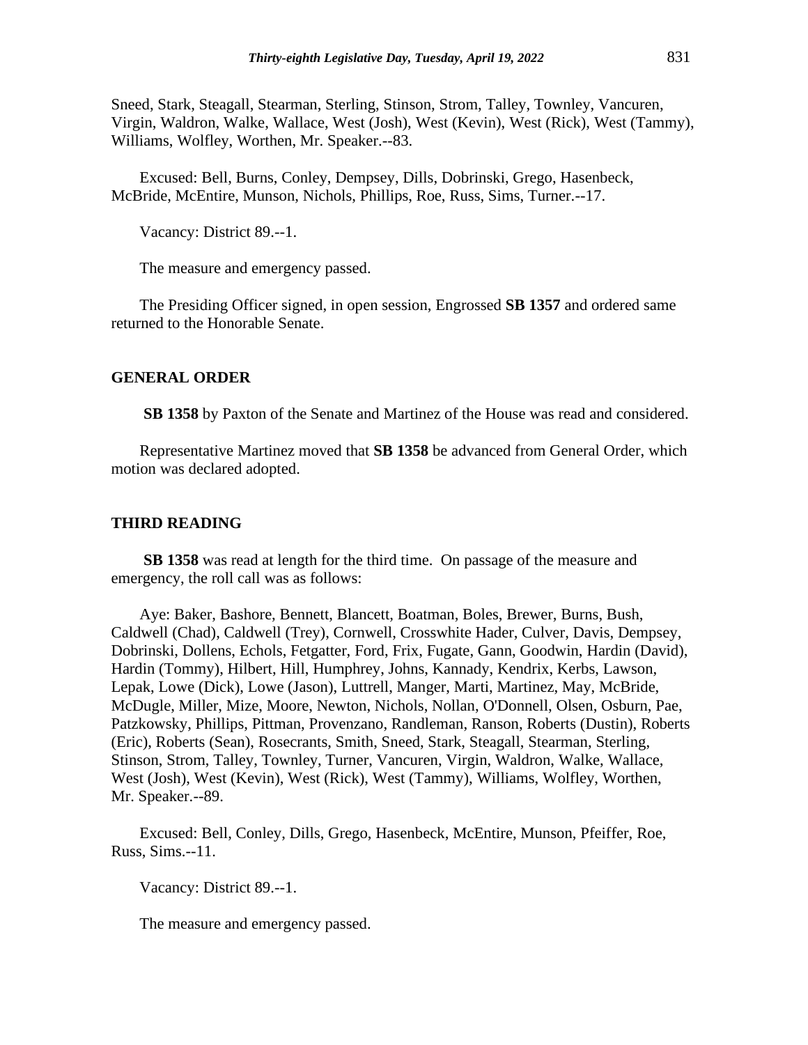Sneed, Stark, Steagall, Stearman, Sterling, Stinson, Strom, Talley, Townley, Vancuren, Virgin, Waldron, Walke, Wallace, West (Josh), West (Kevin), West (Rick), West (Tammy), Williams, Wolfley, Worthen, Mr. Speaker.--83.

Excused: Bell, Burns, Conley, Dempsey, Dills, Dobrinski, Grego, Hasenbeck, McBride, McEntire, Munson, Nichols, Phillips, Roe, Russ, Sims, Turner.--17.

Vacancy: District 89.--1.

The measure and emergency passed.

The Presiding Officer signed, in open session, Engrossed **SB 1357** and ordered same returned to the Honorable Senate.

## GENERAL ORDER

**SB 1358** by Paxton of the Senate and Martinez of the House was read and considered.

Representative Martinez moved that **SB 1358** be advanced from General Order, which motion was declared adopted.

## THIRD READING

**SB 1358** was read at length for the third time. On passage of the measure and emergency, the roll call was as follows:

Aye: Baker, Bashore, Bennett, Blancett, Boatman, Boles, Brewer, Burns, Bush, Caldwell (Chad), Caldwell (Trey), Cornwell, Crosswhite Hader, Culver, Davis, Dempsey, Dobrinski, Dollens, Echols, Fetgatter, Ford, Frix, Fugate, Gann, Goodwin, Hardin (David), Hardin (Tommy), Hilbert, Hill, Humphrey, Johns, Kannady, Kendrix, Kerbs, Lawson, Lepak, Lowe (Dick), Lowe (Jason), Luttrell, Manger, Marti, Martinez, May, McBride, McDugle, Miller, Mize, Moore, Newton, Nichols, Nollan, O'Donnell, Olsen, Osburn, Pae, Patzkowsky, Phillips, Pittman, Provenzano, Randleman, Ranson, Roberts (Dustin), Roberts (Eric), Roberts (Sean), Rosecrants, Smith, Sneed, Stark, Steagall, Stearman, Sterling, Stinson, Strom, Talley, Townley, Turner, Vancuren, Virgin, Waldron, Walke, Wallace, West (Josh), West (Kevin), West (Rick), West (Tammy), Williams, Wolfley, Worthen, Mr. Speaker.--89.

Excused: Bell, Conley, Dills, Grego, Hasenbeck, McEntire, Munson, Pfeiffer, Roe, Russ, Sims.--11.

Vacancy: District 89.--1.

The measure and emergency passed.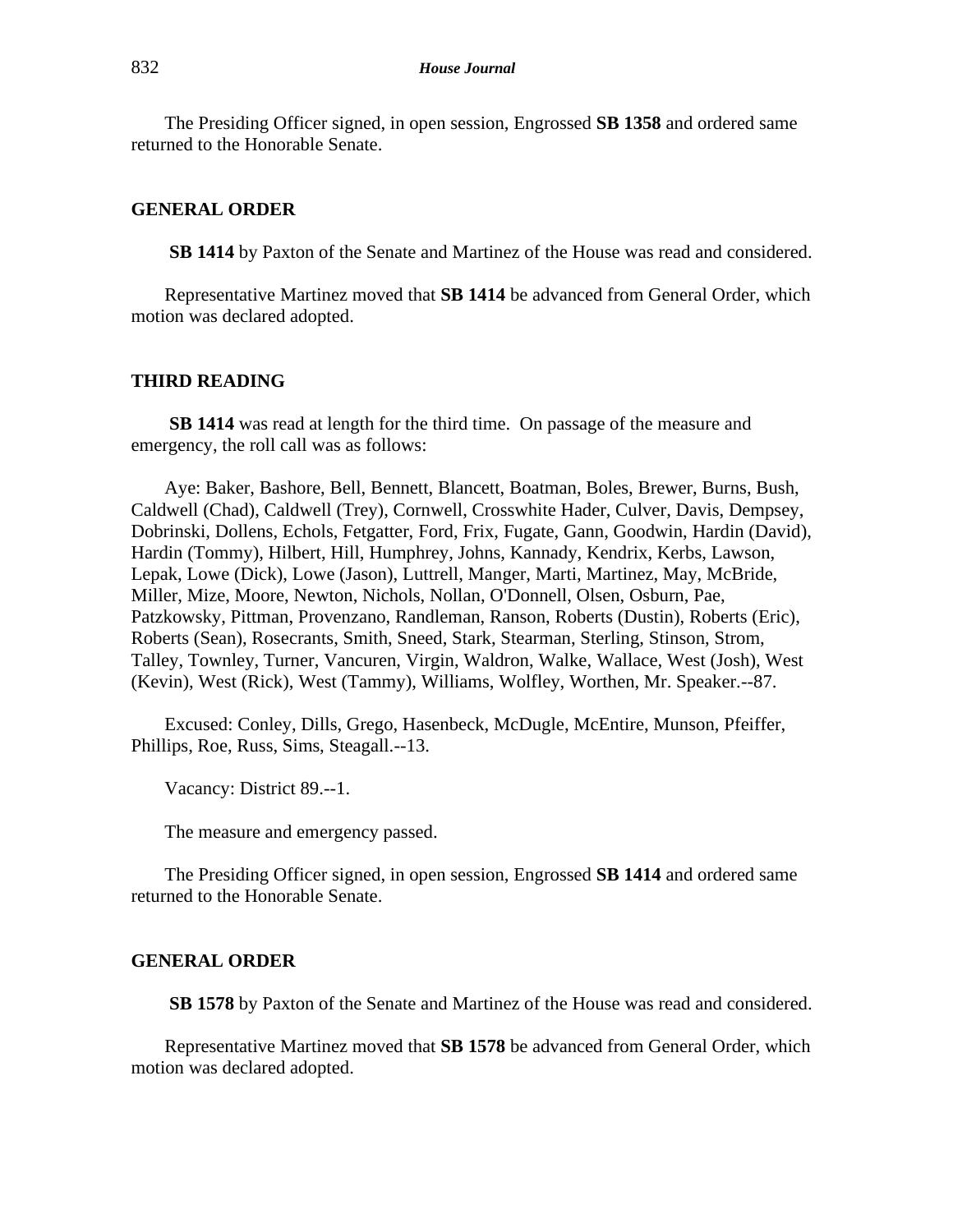The Presiding Officer signed, in open session, Engrossed **SB 1358** and ordered same returned to the Honorable Senate.

## GENERAL ORDER

**SB 1414** by Paxton of the Senate and Martinez of the House was read and considered.

Representative Martinez moved that **SB 1414** be advanced from General Order, which motion was declared adopted.

## THIRD READING

**SB 1414** was read at length for the third time. On passage of the measure and emergency, the roll call was as follows:

Aye: Baker, Bashore, Bell, Bennett, Blancett, Boatman, Boles, Brewer, Burns, Bush, Caldwell (Chad), Caldwell (Trey), Cornwell, Crosswhite Hader, Culver, Davis, Dempsey, Dobrinski, Dollens, Echols, Fetgatter, Ford, Frix, Fugate, Gann, Goodwin, Hardin (David), Hardin (Tommy), Hilbert, Hill, Humphrey, Johns, Kannady, Kendrix, Kerbs, Lawson, Lepak, Lowe (Dick), Lowe (Jason), Luttrell, Manger, Marti, Martinez, May, McBride, Miller, Mize, Moore, Newton, Nichols, Nollan, O'Donnell, Olsen, Osburn, Pae, Patzkowsky, Pittman, Provenzano, Randleman, Ranson, Roberts (Dustin), Roberts (Eric), Roberts (Sean), Rosecrants, Smith, Sneed, Stark, Stearman, Sterling, Stinson, Strom, Talley, Townley, Turner, Vancuren, Virgin, Waldron, Walke, Wallace, West (Josh), West (Kevin), West (Rick), West (Tammy), Williams, Wolfley, Worthen, Mr. Speaker.--87.

Excused: Conley, Dills, Grego, Hasenbeck, McDugle, McEntire, Munson, Pfeiffer, Phillips, Roe, Russ, Sims, Steagall.--13.

Vacancy: District 89.--1.

The measure and emergency passed.

The Presiding Officer signed, in open session, Engrossed **SB 1414** and ordered same returned to the Honorable Senate.

## GENERAL ORDER

**SB 1578** by Paxton of the Senate and Martinez of the House was read and considered.

Representative Martinez moved that **SB 1578** be advanced from General Order, which motion was declared adopted.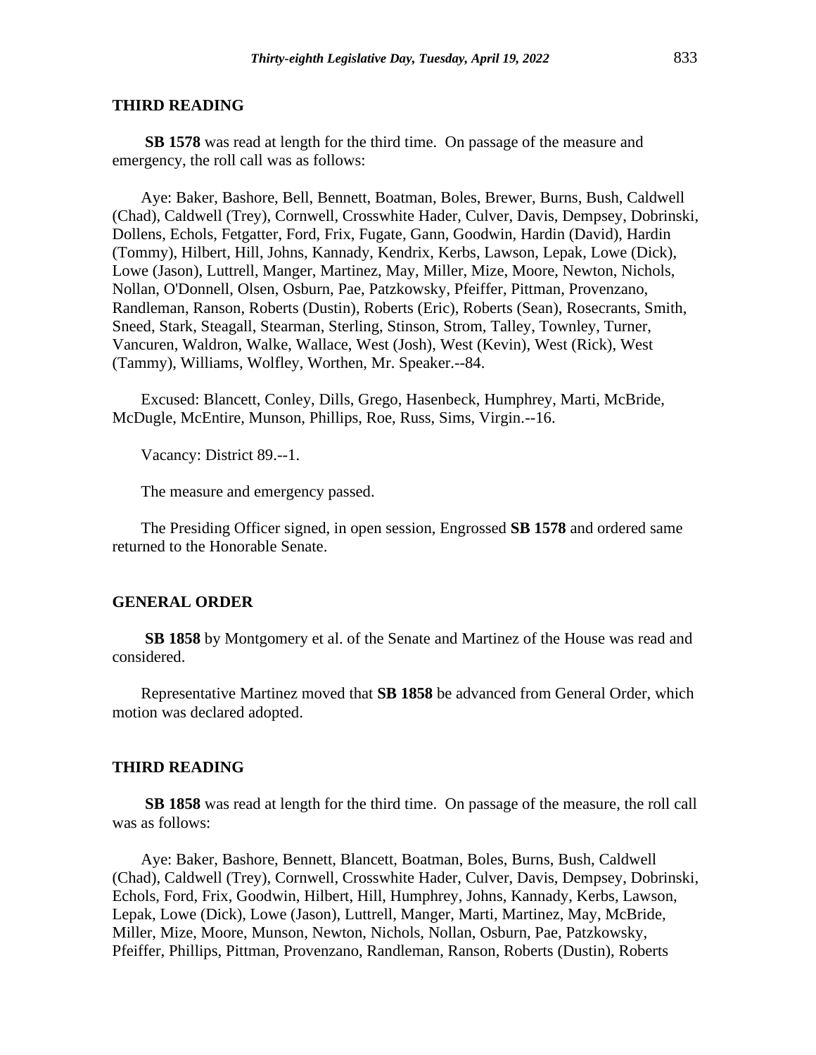### THIRD READING

**SB 1578** was read at length for the third time. On passage of the measure and emergency, the roll call was as follows:

Aye: Baker, Bashore, Bell, Bennett, Boatman, Boles, Brewer, Burns, Bush, Caldwell (Chad), Caldwell (Trey), Cornwell, Crosswhite Hader, Culver, Davis, Dempsey, Dobrinski, Dollens, Echols, Fetgatter, Ford, Frix, Fugate, Gann, Goodwin, Hardin (David), Hardin (Tommy), Hilbert, Hill, Johns, Kannady, Kendrix, Kerbs, Lawson, Lepak, Lowe (Dick), Lowe (Jason), Luttrell, Manger, Martinez, May, Miller, Mize, Moore, Newton, Nichols, Nollan, O'Donnell, Olsen, Osburn, Pae, Patzkowsky, Pfeiffer, Pittman, Provenzano, Randleman, Ranson, Roberts (Dustin), Roberts (Eric), Roberts (Sean), Rosecrants, Smith, Sneed, Stark, Steagall, Stearman, Sterling, Stinson, Strom, Talley, Townley, Turner, Vancuren, Waldron, Walke, Wallace, West (Josh), West (Kevin), West (Rick), West (Tammy), Williams, Wolfley, Worthen, Mr. Speaker.--84.

Excused: Blancett, Conley, Dills, Grego, Hasenbeck, Humphrey, Marti, McBride, McDugle, McEntire, Munson, Phillips, Roe, Russ, Sims, Virgin.--16.

Vacancy: District 89.--1.

The measure and emergency passed.

The Presiding Officer signed, in open session, Engrossed **SB 1578** and ordered same returned to the Honorable Senate.

### GENERAL ORDER

**SB 1858** by Montgomery et al. of the Senate and Martinez of the House was read and considered.

Representative Martinez moved that **SB 1858** be advanced from General Order, which motion was declared adopted.

### THIRD READING

**SB 1858** was read at length for the third time. On passage of the measure, the roll call was as follows:

Aye: Baker, Bashore, Bennett, Blancett, Boatman, Boles, Burns, Bush, Caldwell (Chad), Caldwell (Trey), Cornwell, Crosswhite Hader, Culver, Davis, Dempsey, Dobrinski, Echols, Ford, Frix, Goodwin, Hilbert, Hill, Humphrey, Johns, Kannady, Kerbs, Lawson, Lepak, Lowe (Dick), Lowe (Jason), Luttrell, Manger, Marti, Martinez, May, McBride, Miller, Mize, Moore, Munson, Newton, Nichols, Nollan, Osburn, Pae, Patzkowsky, Pfeiffer, Phillips, Pittman, Provenzano, Randleman, Ranson, Roberts (Dustin), Roberts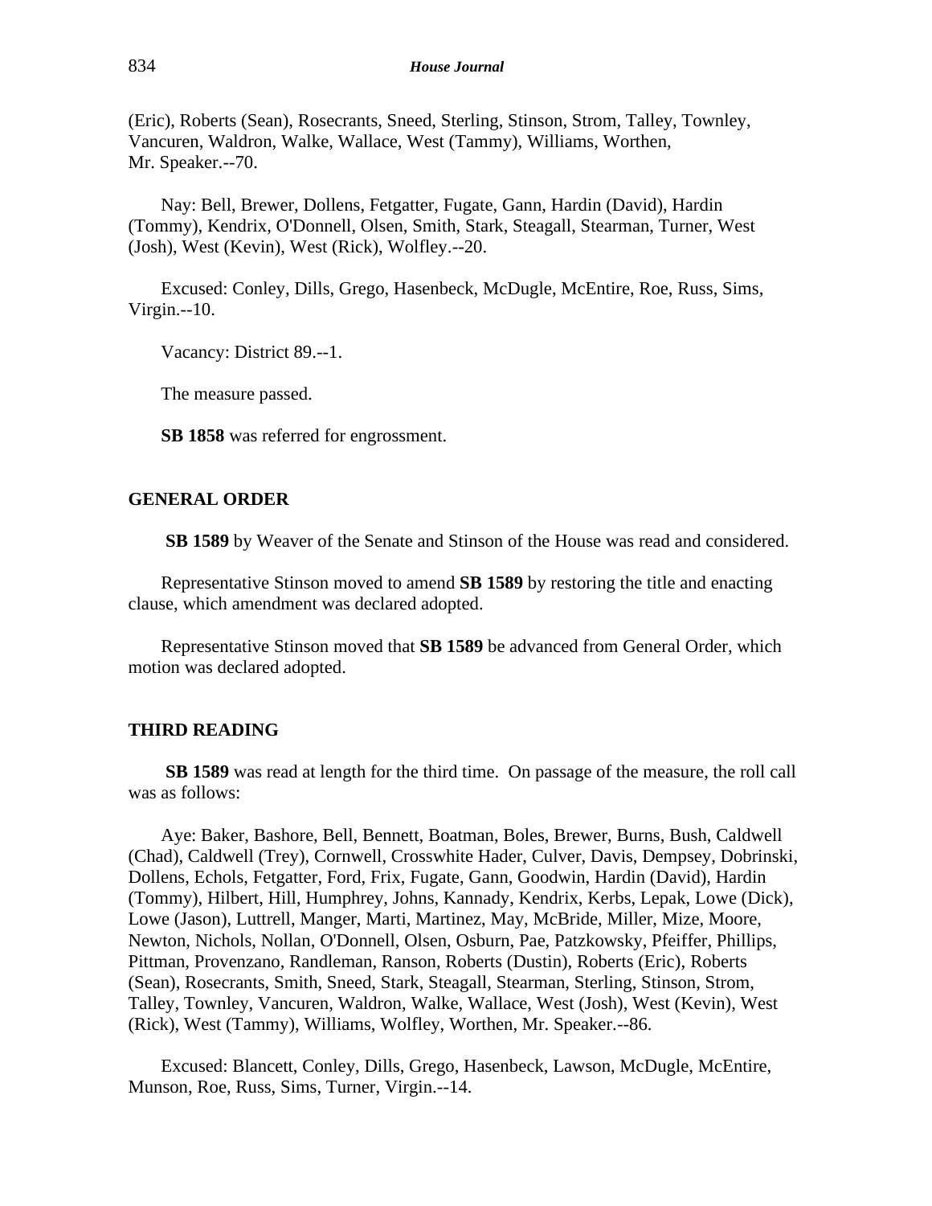(Eric), Roberts (Sean), Rosecrants, Sneed, Sterling, Stinson, Strom, Talley, Townley, Vancuren, Waldron, Walke, Wallace, West (Tammy), Williams, Worthen, Mr. Speaker.--70.

Nay: Bell, Brewer, Dollens, Fetgatter, Fugate, Gann, Hardin (David), Hardin (Tommy), Kendrix, O'Donnell, Olsen, Smith, Stark, Steagall, Stearman, Turner, West (Josh), West (Kevin), West (Rick), Wolfley.--20.

Excused: Conley, Dills, Grego, Hasenbeck, McDugle, McEntire, Roe, Russ, Sims, Virgin.--10.

Vacancy: District 89.--1.

The measure passed.

**SB 1858** was referred for engrossment.

## GENERAL ORDER

**SB 1589** by Weaver of the Senate and Stinson of the House was read and considered.

Representative Stinson moved to amend **SB 1589** by restoring the title and enacting clause, which amendment was declared adopted.

Representative Stinson moved that **SB 1589** be advanced from General Order, which motion was declared adopted.

## THIRD READING

**SB 1589** was read at length for the third time. On passage of the measure, the roll call was as follows:

Aye: Baker, Bashore, Bell, Bennett, Boatman, Boles, Brewer, Burns, Bush, Caldwell (Chad), Caldwell (Trey), Cornwell, Crosswhite Hader, Culver, Davis, Dempsey, Dobrinski, Dollens, Echols, Fetgatter, Ford, Frix, Fugate, Gann, Goodwin, Hardin (David), Hardin (Tommy), Hilbert, Hill, Humphrey, Johns, Kannady, Kendrix, Kerbs, Lepak, Lowe (Dick), Lowe (Jason), Luttrell, Manger, Marti, Martinez, May, McBride, Miller, Mize, Moore, Newton, Nichols, Nollan, O'Donnell, Olsen, Osburn, Pae, Patzkowsky, Pfeiffer, Phillips, Pittman, Provenzano, Randleman, Ranson, Roberts (Dustin), Roberts (Eric), Roberts (Sean), Rosecrants, Smith, Sneed, Stark, Steagall, Stearman, Sterling, Stinson, Strom, Talley, Townley, Vancuren, Waldron, Walke, Wallace, West (Josh), West (Kevin), West (Rick), West (Tammy), Williams, Wolfley, Worthen, Mr. Speaker.--86.

Excused: Blancett, Conley, Dills, Grego, Hasenbeck, Lawson, McDugle, McEntire, Munson, Roe, Russ, Sims, Turner, Virgin.--14.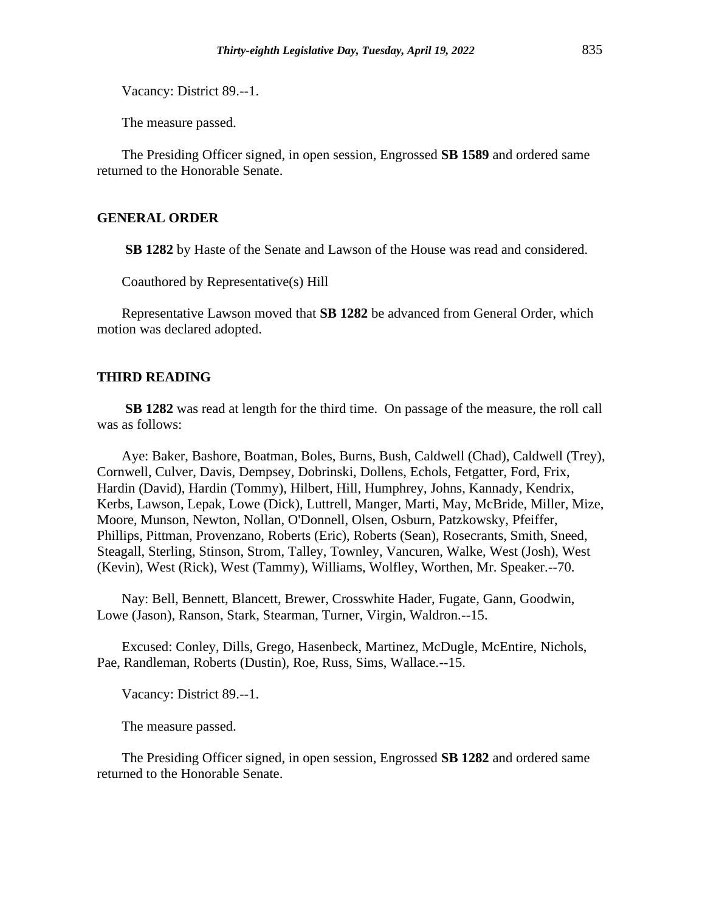Vacancy: District 89.--1.

The measure passed.

The Presiding Officer signed, in open session, Engrossed **SB 1589** and ordered same returned to the Honorable Senate.

## GENERAL ORDER

**SB 1282** by Haste of the Senate and Lawson of the House was read and considered.

Coauthored by Representative(s) Hill

Representative Lawson moved that **SB 1282** be advanced from General Order, which motion was declared adopted.

## THIRD READING

**SB 1282** was read at length for the third time. On passage of the measure, the roll call was as follows:

Aye: Baker, Bashore, Boatman, Boles, Burns, Bush, Caldwell (Chad), Caldwell (Trey), Cornwell, Culver, Davis, Dempsey, Dobrinski, Dollens, Echols, Fetgatter, Ford, Frix, Hardin (David), Hardin (Tommy), Hilbert, Hill, Humphrey, Johns, Kannady, Kendrix, Kerbs, Lawson, Lepak, Lowe (Dick), Luttrell, Manger, Marti, May, McBride, Miller, Mize, Moore, Munson, Newton, Nollan, O'Donnell, Olsen, Osburn, Patzkowsky, Pfeiffer, Phillips, Pittman, Provenzano, Roberts (Eric), Roberts (Sean), Rosecrants, Smith, Sneed, Steagall, Sterling, Stinson, Strom, Talley, Townley, Vancuren, Walke, West (Josh), West (Kevin), West (Rick), West (Tammy), Williams, Wolfley, Worthen, Mr. Speaker.--70.

Nay: Bell, Bennett, Blancett, Brewer, Crosswhite Hader, Fugate, Gann, Goodwin, Lowe (Jason), Ranson, Stark, Stearman, Turner, Virgin, Waldron.--15.

Excused: Conley, Dills, Grego, Hasenbeck, Martinez, McDugle, McEntire, Nichols, Pae, Randleman, Roberts (Dustin), Roe, Russ, Sims, Wallace.--15.

Vacancy: District 89.--1.

The measure passed.

The Presiding Officer signed, in open session, Engrossed **SB 1282** and ordered same returned to the Honorable Senate.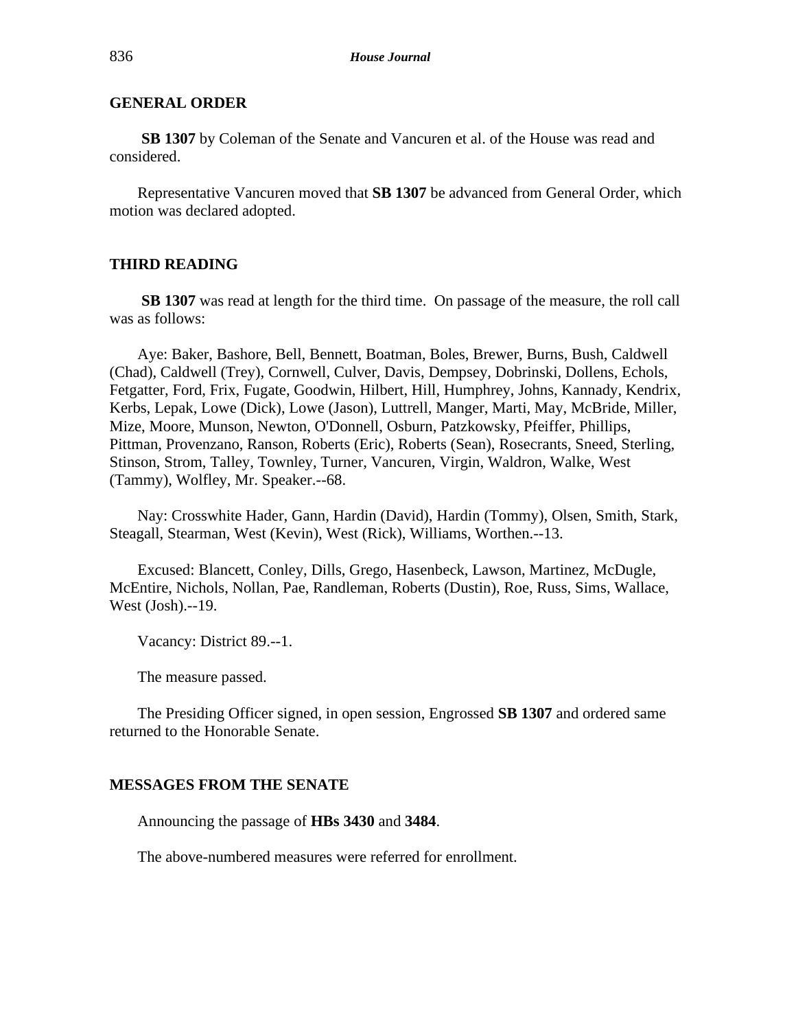## GENERAL ORDER

**SB 1307** by Coleman of the Senate and Vancuren et al. of the House was read and considered.

Representative Vancuren moved that **SB 1307** be advanced from General Order, which motion was declared adopted.

## THIRD READING

**SB 1307** was read at length for the third time. On passage of the measure, the roll call was as follows:

Aye: Baker, Bashore, Bell, Bennett, Boatman, Boles, Brewer, Burns, Bush, Caldwell (Chad), Caldwell (Trey), Cornwell, Culver, Davis, Dempsey, Dobrinski, Dollens, Echols, Fetgatter, Ford, Frix, Fugate, Goodwin, Hilbert, Hill, Humphrey, Johns, Kannady, Kendrix, Kerbs, Lepak, Lowe (Dick), Lowe (Jason), Luttrell, Manger, Marti, May, McBride, Miller, Mize, Moore, Munson, Newton, O'Donnell, Osburn, Patzkowsky, Pfeiffer, Phillips, Pittman, Provenzano, Ranson, Roberts (Eric), Roberts (Sean), Rosecrants, Sneed, Sterling, Stinson, Strom, Talley, Townley, Turner, Vancuren, Virgin, Waldron, Walke, West (Tammy), Wolfley, Mr. Speaker.--68.

Nay: Crosswhite Hader, Gann, Hardin (David), Hardin (Tommy), Olsen, Smith, Stark, Steagall, Stearman, West (Kevin), West (Rick), Williams, Worthen.--13.

Excused: Blancett, Conley, Dills, Grego, Hasenbeck, Lawson, Martinez, McDugle, McEntire, Nichols, Nollan, Pae, Randleman, Roberts (Dustin), Roe, Russ, Sims, Wallace, West (Josh).--19.

Vacancy: District 89.--1.

The measure passed.

The Presiding Officer signed, in open session, Engrossed **SB 1307** and ordered same returned to the Honorable Senate.

## MESSAGES FROM THE SENATE

Announcing the passage of **HBs 3430** and **3484**.

The above-numbered measures were referred for enrollment.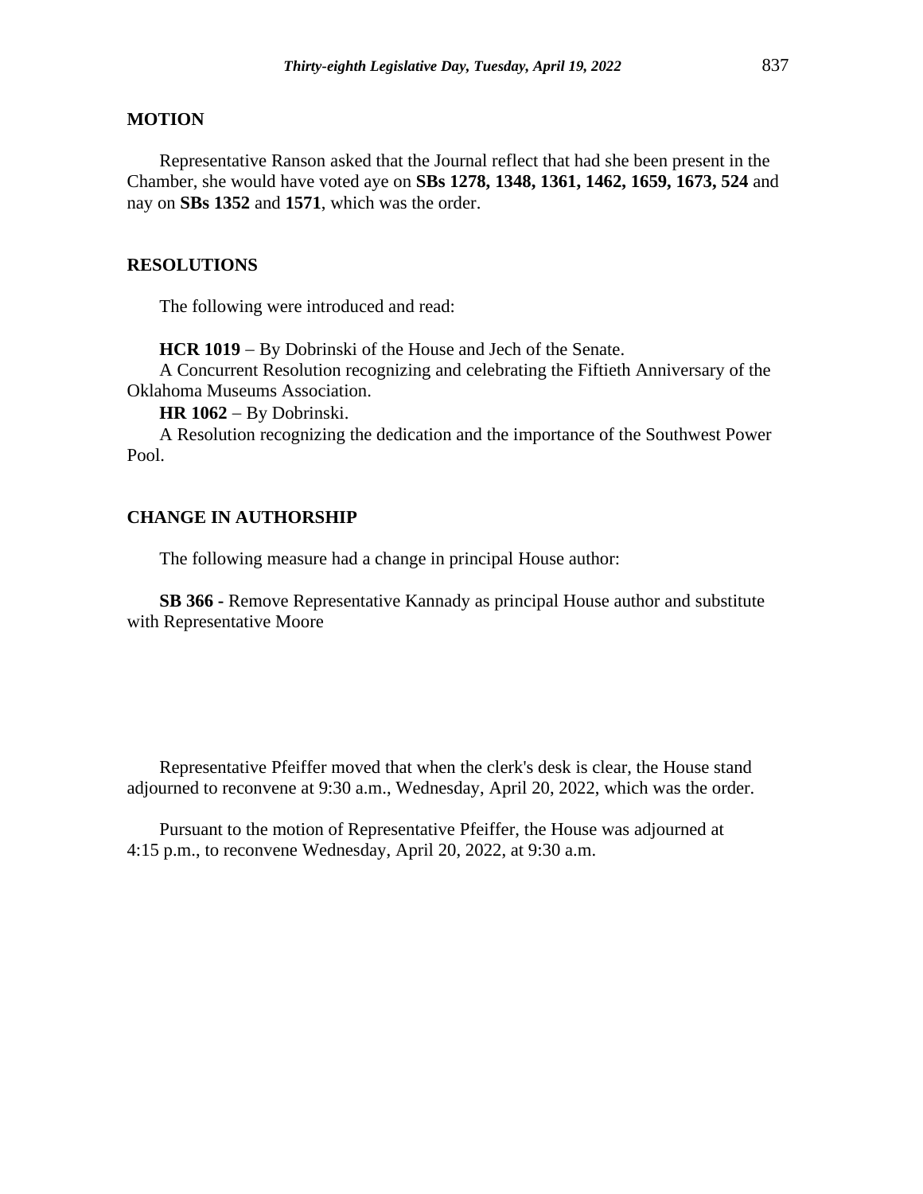## MOTION

Representative Ranson asked that the Journal reflect that had she been present in the Chamber, she would have voted aye on **SBs 1278, 1348, 1361, 1462, 1659, 1673, 524** and nay on **SBs 1352** and **1571**, which was the order.

## RESOLUTIONS

The following were introduced and read:

**HCR 1019** – By Dobrinski of the House and Jech of the Senate.
A Concurrent Resolution recognizing and celebrating the Fiftieth Anniversary of the Oklahoma Museums Association.

**HR 1062** – By Dobrinski.
A Resolution recognizing the dedication and the importance of the Southwest Power Pool.

## CHANGE IN AUTHORSHIP

The following measure had a change in principal House author:

**SB 366 -** Remove Representative Kannady as principal House author and substitute with Representative Moore

Representative Pfeiffer moved that when the clerk's desk is clear, the House stand adjourned to reconvene at 9:30 a.m., Wednesday, April 20, 2022, which was the order.

Pursuant to the motion of Representative Pfeiffer, the House was adjourned at 4:15 p.m., to reconvene Wednesday, April 20, 2022, at 9:30 a.m.